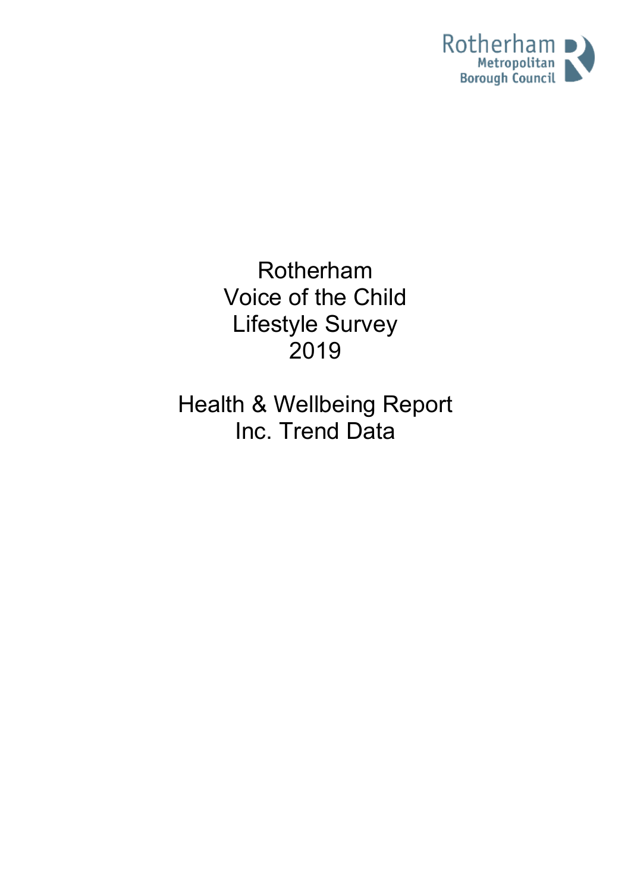Rotherham Metropolitan Borough Council

# Rotherham Voice of the Child Lifestyle Survey 2019

## Health & Wellbeing Report Inc. Trend Data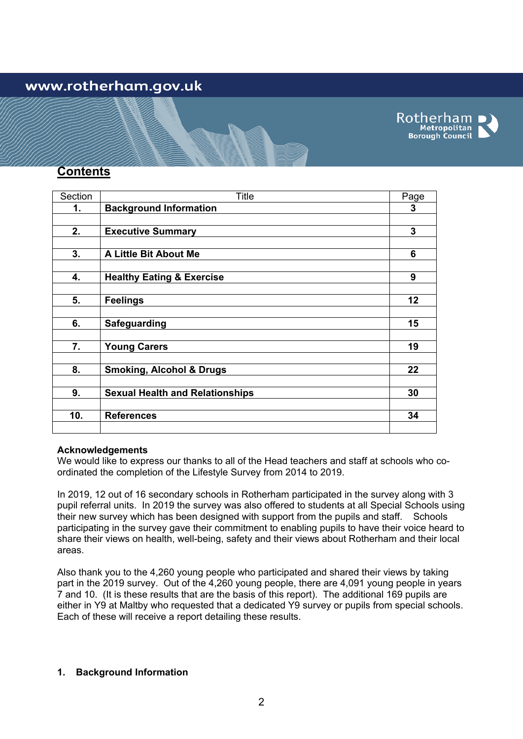## Contents

| Section | Title | Page |
|---|---|---|
| 1. | **Background Information** | 3 |
| 2. | **Executive Summary** | 3 |
| 3. | **A Little Bit About Me** | 6 |
| 4. | **Healthy Eating & Exercise** | 9 |
| 5. | **Feelings** | 12 |
| 6. | **Safeguarding** | 15 |
| 7. | **Young Carers** | 19 |
| 8. | **Smoking, Alcohol & Drugs** | 22 |
| 9. | **Sexual Health and Relationships** | 30 |
| 10. | **References** | 34 |

**Acknowledgements**
We would like to express our thanks to all of the Head teachers and staff at schools who co-ordinated the completion of the Lifestyle Survey from 2014 to 2019.

In 2019, 12 out of 16 secondary schools in Rotherham participated in the survey along with 3 pupil referral units. In 2019 the survey was also offered to students at all Special Schools using their new survey which has been designed with support from the pupils and staff. Schools participating in the survey gave their commitment to enabling pupils to have their voice heard to share their views on health, well-being, safety and their views about Rotherham and their local areas.

Also thank you to the 4,260 young people who participated and shared their views by taking part in the 2019 survey. Out of the 4,260 young people, there are 4,091 young people in years 7 and 10. (It is these results that are the basis of this report). The additional 169 pupils are either in Y9 at Maltby who requested that a dedicated Y9 survey or pupils from special schools. Each of these will receive a report detailing these results.

## 1. Background Information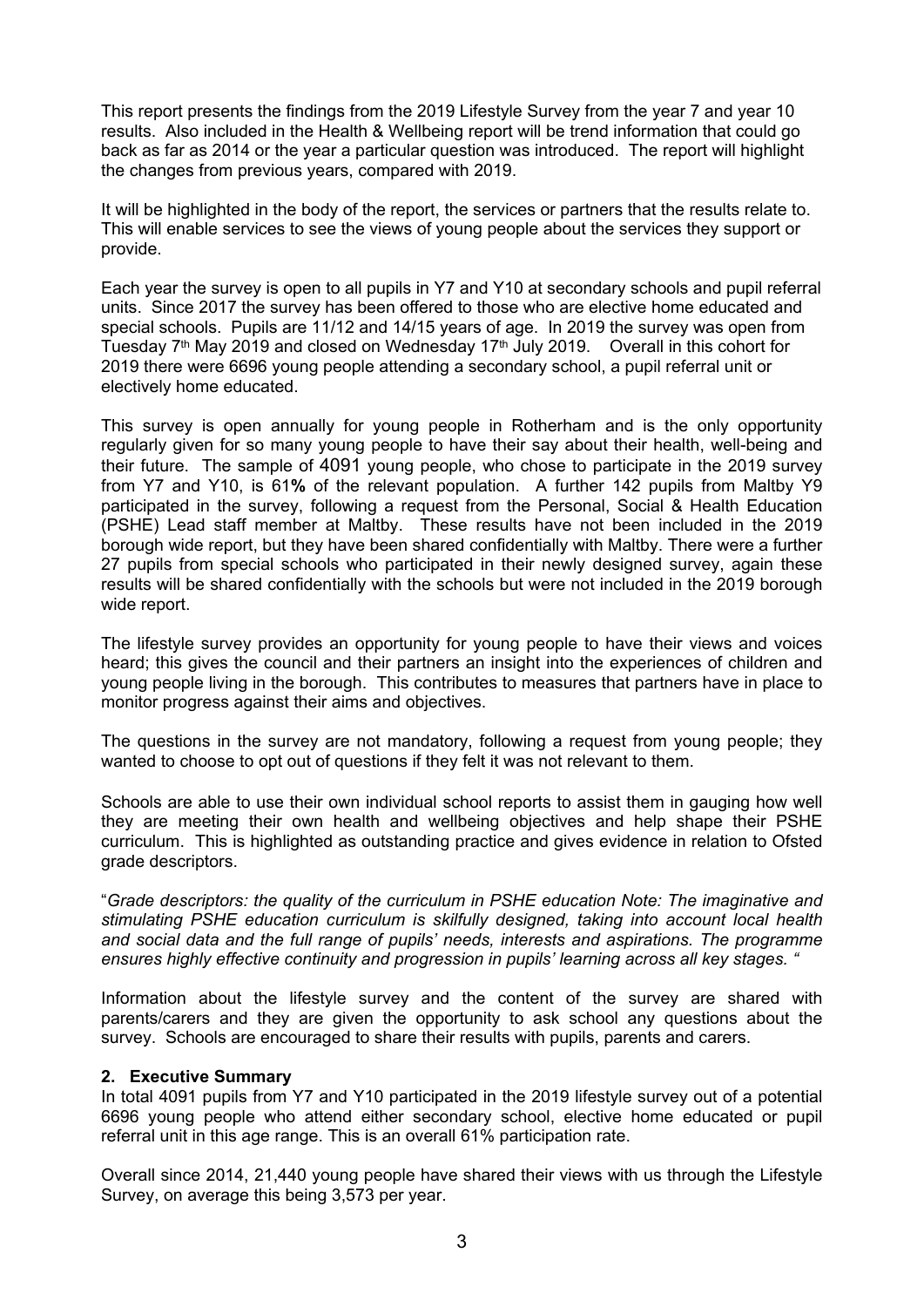This report presents the findings from the 2019 Lifestyle Survey from the year 7 and year 10 results. Also included in the Health & Wellbeing report will be trend information that could go back as far as 2014 or the year a particular question was introduced. The report will highlight the changes from previous years, compared with 2019.

It will be highlighted in the body of the report, the services or partners that the results relate to. This will enable services to see the views of young people about the services they support or provide.

Each year the survey is open to all pupils in Y7 and Y10 at secondary schools and pupil referral units. Since 2017 the survey has been offered to those who are elective home educated and special schools. Pupils are 11/12 and 14/15 years of age. In 2019 the survey was open from Tuesday 7th May 2019 and closed on Wednesday 17th July 2019. Overall in this cohort for 2019 there were 6696 young people attending a secondary school, a pupil referral unit or electively home educated.

This survey is open annually for young people in Rotherham and is the only opportunity regularly given for so many young people to have their say about their health, well-being and their future. The sample of 4091 young people, who chose to participate in the 2019 survey from Y7 and Y10, is 61**%** of the relevant population. A further 142 pupils from Maltby Y9 participated in the survey, following a request from the Personal, Social & Health Education (PSHE) Lead staff member at Maltby. These results have not been included in the 2019 borough wide report, but they have been shared confidentially with Maltby. There were a further 27 pupils from special schools who participated in their newly designed survey, again these results will be shared confidentially with the schools but were not included in the 2019 borough wide report.

The lifestyle survey provides an opportunity for young people to have their views and voices heard; this gives the council and their partners an insight into the experiences of children and young people living in the borough. This contributes to measures that partners have in place to monitor progress against their aims and objectives.

The questions in the survey are not mandatory, following a request from young people; they wanted to choose to opt out of questions if they felt it was not relevant to them.

Schools are able to use their own individual school reports to assist them in gauging how well they are meeting their own health and wellbeing objectives and help shape their PSHE curriculum. This is highlighted as outstanding practice and gives evidence in relation to Ofsted grade descriptors.

"*Grade descriptors: the quality of the curriculum in PSHE education Note: The imaginative and stimulating PSHE education curriculum is skilfully designed, taking into account local health and social data and the full range of pupils' needs, interests and aspirations. The programme ensures highly effective continuity and progression in pupils' learning across all key stages.* "

Information about the lifestyle survey and the content of the survey are shared with parents/carers and they are given the opportunity to ask school any questions about the survey. Schools are encouraged to share their results with pupils, parents and carers.

## 2. Executive Summary

In total 4091 pupils from Y7 and Y10 participated in the 2019 lifestyle survey out of a potential 6696 young people who attend either secondary school, elective home educated or pupil referral unit in this age range. This is an overall 61% participation rate.

Overall since 2014, 21,440 young people have shared their views with us through the Lifestyle Survey, on average this being 3,573 per year.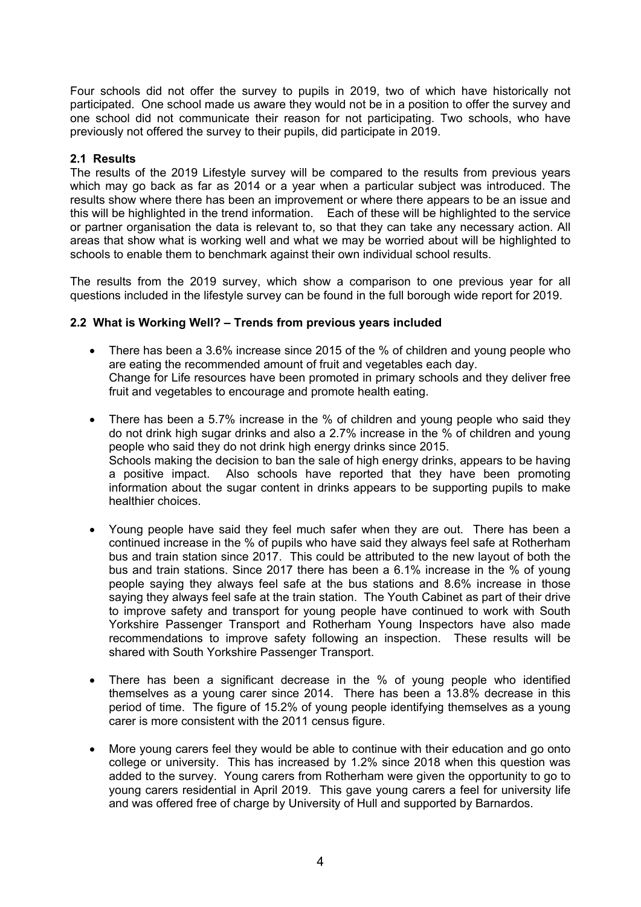Four schools did not offer the survey to pupils in 2019, two of which have historically not participated. One school made us aware they would not be in a position to offer the survey and one school did not communicate their reason for not participating. Two schools, who have previously not offered the survey to their pupils, did participate in 2019.

### 2.1 Results

The results of the 2019 Lifestyle survey will be compared to the results from previous years which may go back as far as 2014 or a year when a particular subject was introduced. The results show where there has been an improvement or where there appears to be an issue and this will be highlighted in the trend information. Each of these will be highlighted to the service or partner organisation the data is relevant to, so that they can take any necessary action. All areas that show what is working well and what we may be worried about will be highlighted to schools to enable them to benchmark against their own individual school results.

The results from the 2019 survey, which show a comparison to one previous year for all questions included in the lifestyle survey can be found in the full borough wide report for 2019.

### 2.2 What is Working Well? – Trends from previous years included

- There has been a 3.6% increase since 2015 of the % of children and young people who are eating the recommended amount of fruit and vegetables each day.
  Change for Life resources have been promoted in primary schools and they deliver free fruit and vegetables to encourage and promote health eating.

- There has been a 5.7% increase in the % of children and young people who said they do not drink high sugar drinks and also a 2.7% increase in the % of children and young people who said they do not drink high energy drinks since 2015.
  Schools making the decision to ban the sale of high energy drinks, appears to be having a positive impact. Also schools have reported that they have been promoting information about the sugar content in drinks appears to be supporting pupils to make healthier choices.

- Young people have said they feel much safer when they are out. There has been a continued increase in the % of pupils who have said they always feel safe at Rotherham bus and train station since 2017. This could be attributed to the new layout of both the bus and train stations. Since 2017 there has been a 6.1% increase in the % of young people saying they always feel safe at the bus stations and 8.6% increase in those saying they always feel safe at the train station. The Youth Cabinet as part of their drive to improve safety and transport for young people have continued to work with South Yorkshire Passenger Transport and Rotherham Young Inspectors have also made recommendations to improve safety following an inspection. These results will be shared with South Yorkshire Passenger Transport.

- There has been a significant decrease in the % of young people who identified themselves as a young carer since 2014. There has been a 13.8% decrease in this period of time. The figure of 15.2% of young people identifying themselves as a young carer is more consistent with the 2011 census figure.

- More young carers feel they would be able to continue with their education and go onto college or university. This has increased by 1.2% since 2018 when this question was added to the survey. Young carers from Rotherham were given the opportunity to go to young carers residential in April 2019. This gave young carers a feel for university life and was offered free of charge by University of Hull and supported by Barnardos.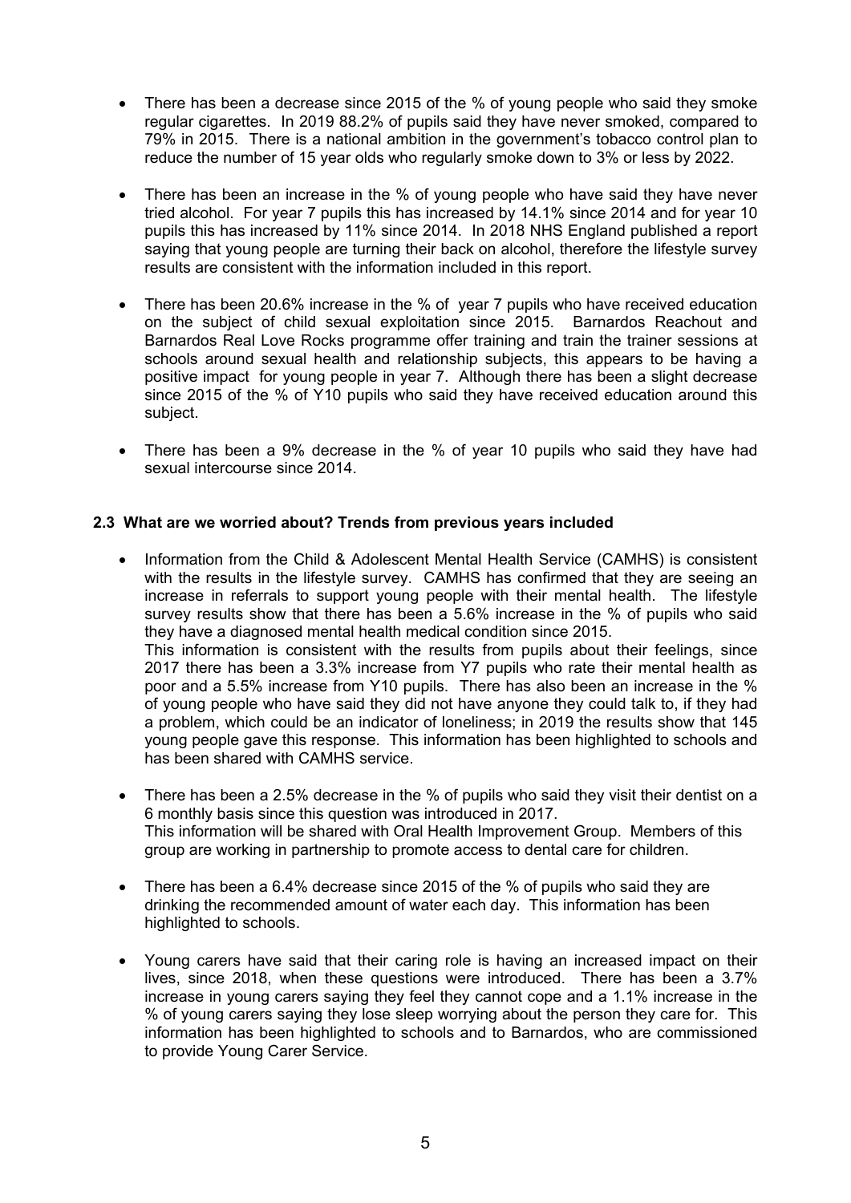- There has been a decrease since 2015 of the % of young people who said they smoke regular cigarettes. In 2019 88.2% of pupils said they have never smoked, compared to 79% in 2015. There is a national ambition in the government's tobacco control plan to reduce the number of 15 year olds who regularly smoke down to 3% or less by 2022.

- There has been an increase in the % of young people who have said they have never tried alcohol. For year 7 pupils this has increased by 14.1% since 2014 and for year 10 pupils this has increased by 11% since 2014. In 2018 NHS England published a report saying that young people are turning their back on alcohol, therefore the lifestyle survey results are consistent with the information included in this report.

- There has been 20.6% increase in the % of year 7 pupils who have received education on the subject of child sexual exploitation since 2015. Barnardos Reachout and Barnardos Real Love Rocks programme offer training and train the trainer sessions at schools around sexual health and relationship subjects, this appears to be having a positive impact for young people in year 7. Although there has been a slight decrease since 2015 of the % of Y10 pupils who said they have received education around this subject.

- There has been a 9% decrease in the % of year 10 pupils who said they have had sexual intercourse since 2014.

### 2.3 What are we worried about? Trends from previous years included

- Information from the Child & Adolescent Mental Health Service (CAMHS) is consistent with the results in the lifestyle survey. CAMHS has confirmed that they are seeing an increase in referrals to support young people with their mental health. The lifestyle survey results show that there has been a 5.6% increase in the % of pupils who said they have a diagnosed mental health medical condition since 2015.
  This information is consistent with the results from pupils about their feelings, since 2017 there has been a 3.3% increase from Y7 pupils who rate their mental health as poor and a 5.5% increase from Y10 pupils. There has also been an increase in the % of young people who have said they did not have anyone they could talk to, if they had a problem, which could be an indicator of loneliness; in 2019 the results show that 145 young people gave this response. This information has been highlighted to schools and has been shared with CAMHS service.

- There has been a 2.5% decrease in the % of pupils who said they visit their dentist on a 6 monthly basis since this question was introduced in 2017.
  This information will be shared with Oral Health Improvement Group. Members of this group are working in partnership to promote access to dental care for children.

- There has been a 6.4% decrease since 2015 of the % of pupils who said they are drinking the recommended amount of water each day. This information has been highlighted to schools.

- Young carers have said that their caring role is having an increased impact on their lives, since 2018, when these questions were introduced. There has been a 3.7% increase in young carers saying they feel they cannot cope and a 1.1% increase in the % of young carers saying they lose sleep worrying about the person they care for. This information has been highlighted to schools and to Barnardos, who are commissioned to provide Young Carer Service.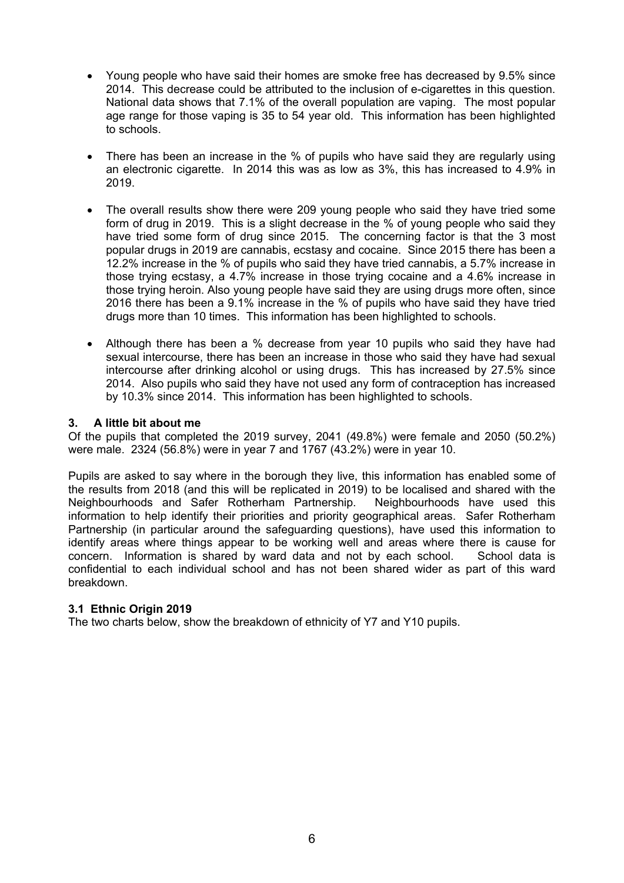- Young people who have said their homes are smoke free has decreased by 9.5% since 2014. This decrease could be attributed to the inclusion of e-cigarettes in this question. National data shows that 7.1% of the overall population are vaping. The most popular age range for those vaping is 35 to 54 year old. This information has been highlighted to schools.

- There has been an increase in the % of pupils who have said they are regularly using an electronic cigarette. In 2014 this was as low as 3%, this has increased to 4.9% in 2019.

- The overall results show there were 209 young people who said they have tried some form of drug in 2019. This is a slight decrease in the % of young people who said they have tried some form of drug since 2015. The concerning factor is that the 3 most popular drugs in 2019 are cannabis, ecstasy and cocaine. Since 2015 there has been a 12.2% increase in the % of pupils who said they have tried cannabis, a 5.7% increase in those trying ecstasy, a 4.7% increase in those trying cocaine and a 4.6% increase in those trying heroin. Also young people have said they are using drugs more often, since 2016 there has been a 9.1% increase in the % of pupils who have said they have tried drugs more than 10 times. This information has been highlighted to schools.

- Although there has been a % decrease from year 10 pupils who said they have had sexual intercourse, there has been an increase in those who said they have had sexual intercourse after drinking alcohol or using drugs. This has increased by 27.5% since 2014. Also pupils who said they have not used any form of contraception has increased by 10.3% since 2014. This information has been highlighted to schools.

## 3. A little bit about me

Of the pupils that completed the 2019 survey, 2041 (49.8%) were female and 2050 (50.2%) were male. 2324 (56.8%) were in year 7 and 1767 (43.2%) were in year 10.

Pupils are asked to say where in the borough they live, this information has enabled some of the results from 2018 (and this will be replicated in 2019) to be localised and shared with the Neighbourhoods and Safer Rotherham Partnership. Neighbourhoods have used this information to help identify their priorities and priority geographical areas. Safer Rotherham Partnership (in particular around the safeguarding questions), have used this information to identify areas where things appear to be working well and areas where there is cause for concern. Information is shared by ward data and not by each school. School data is confidential to each individual school and has not been shared wider as part of this ward breakdown.

### 3.1 Ethnic Origin 2019

The two charts below, show the breakdown of ethnicity of Y7 and Y10 pupils.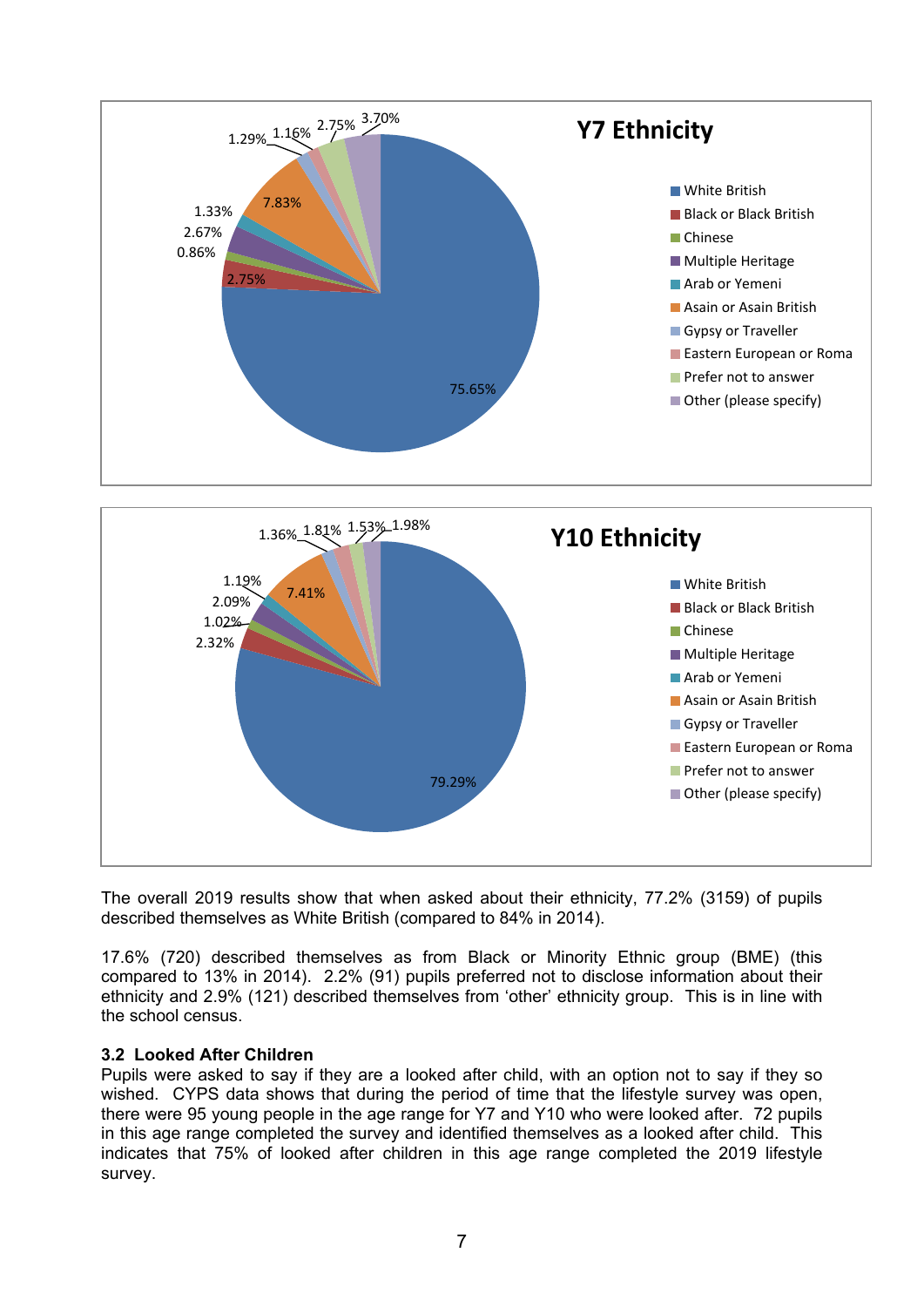**Y7 Ethnicity**

- White British: 75.65%
- Black or Black British: 2.75%
- Chinese: 0.86%
- Multiple Heritage: 2.67%
- Arab or Yemeni: 1.33%
- Asain or Asain British: 7.83%
- Gypsy or Traveller: 1.29%
- Eastern European or Roma: 1.16%
- Prefer not to answer: 2.75%
- Other (please specify): 3.70%

**Y10 Ethnicity**

- White British: 79.29%
- Black or Black British: 2.32%
- Chinese: 1.02%
- Multiple Heritage: 2.09%
- Arab or Yemeni: 1.19%
- Asain or Asain British: 7.41%
- Gypsy or Traveller: 1.36%
- Eastern European or Roma: 1.81%
- Prefer not to answer: 1.53%
- Other (please specify): 1.98%

The overall 2019 results show that when asked about their ethnicity, 77.2% (3159) of pupils described themselves as White British (compared to 84% in 2014).

17.6% (720) described themselves as from Black or Minority Ethnic group (BME) (this compared to 13% in 2014). 2.2% (91) pupils preferred not to disclose information about their ethnicity and 2.9% (121) described themselves from 'other' ethnicity group. This is in line with the school census.

### 3.2 Looked After Children

Pupils were asked to say if they are a looked after child, with an option not to say if they so wished. CYPS data shows that during the period of time that the lifestyle survey was open, there were 95 young people in the age range for Y7 and Y10 who were looked after. 72 pupils in this age range completed the survey and identified themselves as a looked after child. This indicates that 75% of looked after children in this age range completed the 2019 lifestyle survey.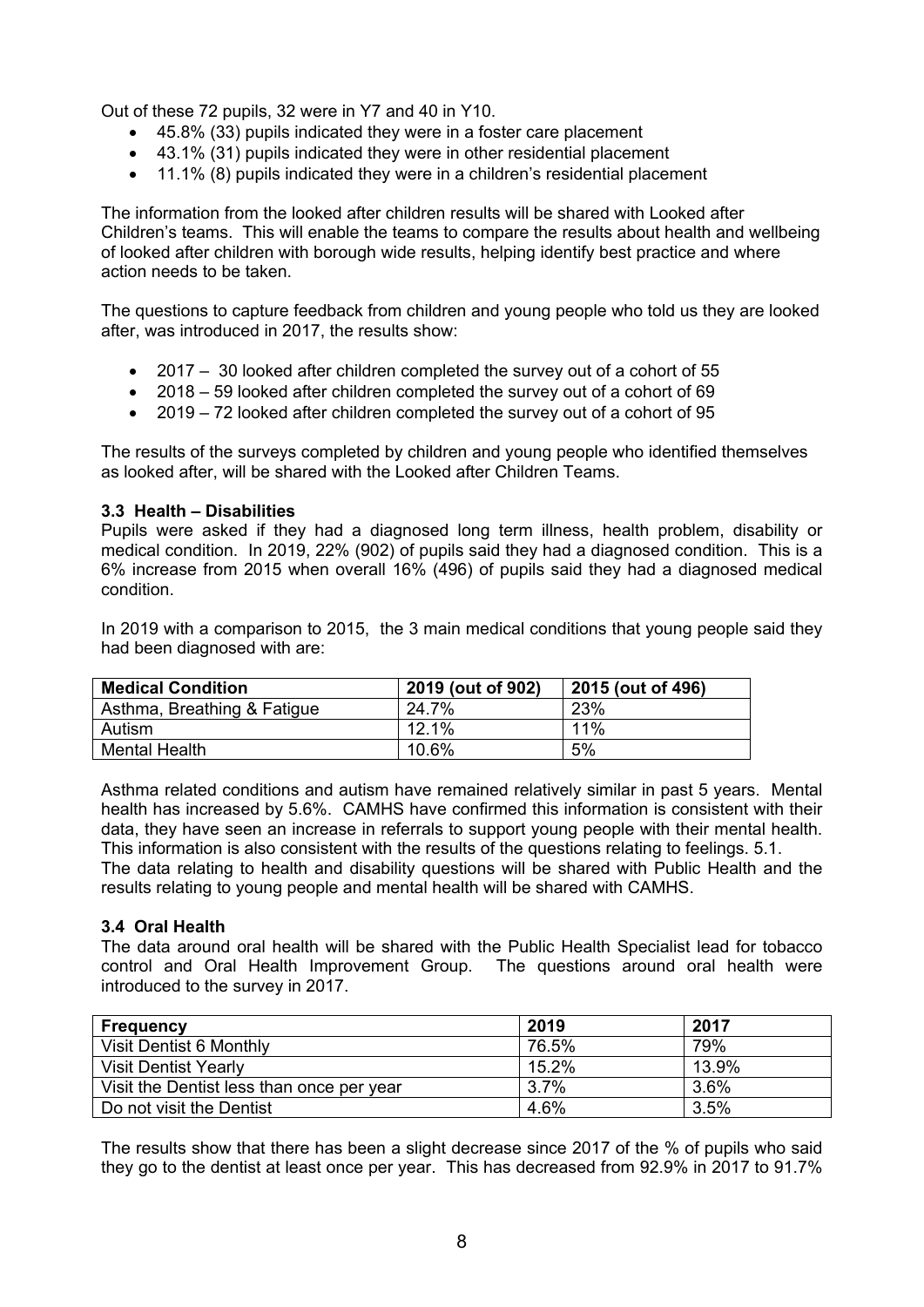Out of these 72 pupils, 32 were in Y7 and 40 in Y10.

- 45.8% (33) pupils indicated they were in a foster care placement
- 43.1% (31) pupils indicated they were in other residential placement
- 11.1% (8) pupils indicated they were in a children's residential placement

The information from the looked after children results will be shared with Looked after Children's teams. This will enable the teams to compare the results about health and wellbeing of looked after children with borough wide results, helping identify best practice and where action needs to be taken.

The questions to capture feedback from children and young people who told us they are looked after, was introduced in 2017, the results show:

- 2017 – 30 looked after children completed the survey out of a cohort of 55
- 2018 – 59 looked after children completed the survey out of a cohort of 69
- 2019 – 72 looked after children completed the survey out of a cohort of 95

The results of the surveys completed by children and young people who identified themselves as looked after, will be shared with the Looked after Children Teams.

### 3.3 Health – Disabilities

Pupils were asked if they had a diagnosed long term illness, health problem, disability or medical condition. In 2019, 22% (902) of pupils said they had a diagnosed condition. This is a 6% increase from 2015 when overall 16% (496) of pupils said they had a diagnosed medical condition.

In 2019 with a comparison to 2015, the 3 main medical conditions that young people said they had been diagnosed with are:

| Medical Condition | 2019 (out of 902) | 2015 (out of 496) |
|---|---|---|
| Asthma, Breathing & Fatigue | 24.7% | 23% |
| Autism | 12.1% | 11% |
| Mental Health | 10.6% | 5% |

Asthma related conditions and autism have remained relatively similar in past 5 years. Mental health has increased by 5.6%. CAMHS have confirmed this information is consistent with their data, they have seen an increase in referrals to support young people with their mental health. This information is also consistent with the results of the questions relating to feelings. 5.1.
The data relating to health and disability questions will be shared with Public Health and the results relating to young people and mental health will be shared with CAMHS.

### 3.4 Oral Health

The data around oral health will be shared with the Public Health Specialist lead for tobacco control and Oral Health Improvement Group. The questions around oral health were introduced to the survey in 2017.

| Frequency | 2019 | 2017 |
|---|---|---|
| Visit Dentist 6 Monthly | 76.5% | 79% |
| Visit Dentist Yearly | 15.2% | 13.9% |
| Visit the Dentist less than once per year | 3.7% | 3.6% |
| Do not visit the Dentist | 4.6% | 3.5% |

The results show that there has been a slight decrease since 2017 of the % of pupils who said they go to the dentist at least once per year. This has decreased from 92.9% in 2017 to 91.7%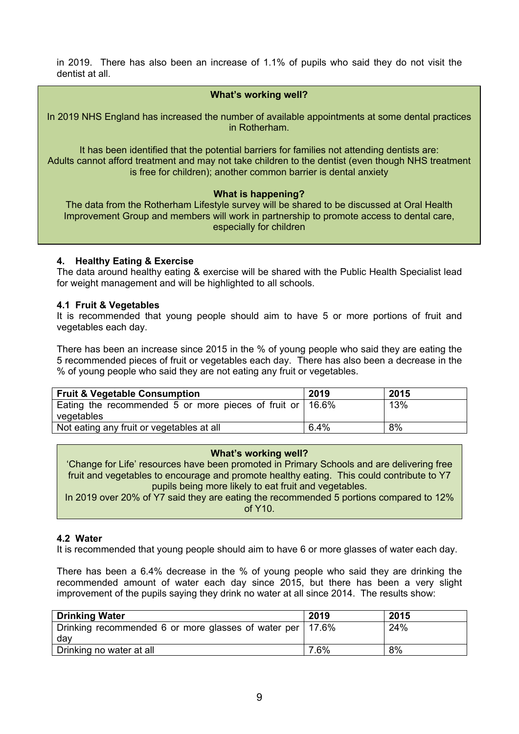in 2019. There has also been an increase of 1.1% of pupils who said they do not visit the dentist at all.

**What's working well?**

In 2019 NHS England has increased the number of available appointments at some dental practices in Rotherham.

It has been identified that the potential barriers for families not attending dentists are: Adults cannot afford treatment and may not take children to the dentist (even though NHS treatment is free for children); another common barrier is dental anxiety

**What is happening?**

The data from the Rotherham Lifestyle survey will be shared to be discussed at Oral Health Improvement Group and members will work in partnership to promote access to dental care, especially for children

### 4. Healthy Eating & Exercise

The data around healthy eating & exercise will be shared with the Public Health Specialist lead for weight management and will be highlighted to all schools.

#### 4.1 Fruit & Vegetables

It is recommended that young people should aim to have 5 or more portions of fruit and vegetables each day.

There has been an increase since 2015 in the % of young people who said they are eating the 5 recommended pieces of fruit or vegetables each day. There has also been a decrease in the % of young people who said they are not eating any fruit or vegetables.

| Fruit & Vegetable Consumption | 2019 | 2015 |
|---|---|---|
| Eating the recommended 5 or more pieces of fruit or vegetables | 16.6% | 13% |
| Not eating any fruit or vegetables at all | 6.4% | 8% |

**What's working well?**

'Change for Life' resources have been promoted in Primary Schools and are delivering free fruit and vegetables to encourage and promote healthy eating. This could contribute to Y7 pupils being more likely to eat fruit and vegetables.

In 2019 over 20% of Y7 said they are eating the recommended 5 portions compared to 12% of Y10.

#### 4.2 Water

It is recommended that young people should aim to have 6 or more glasses of water each day.

There has been a 6.4% decrease in the % of young people who said they are drinking the recommended amount of water each day since 2015, but there has been a very slight improvement of the pupils saying they drink no water at all since 2014. The results show:

| Drinking Water | 2019 | 2015 |
|---|---|---|
| Drinking recommended 6 or more glasses of water per day | 17.6% | 24% |
| Drinking no water at all | 7.6% | 8% |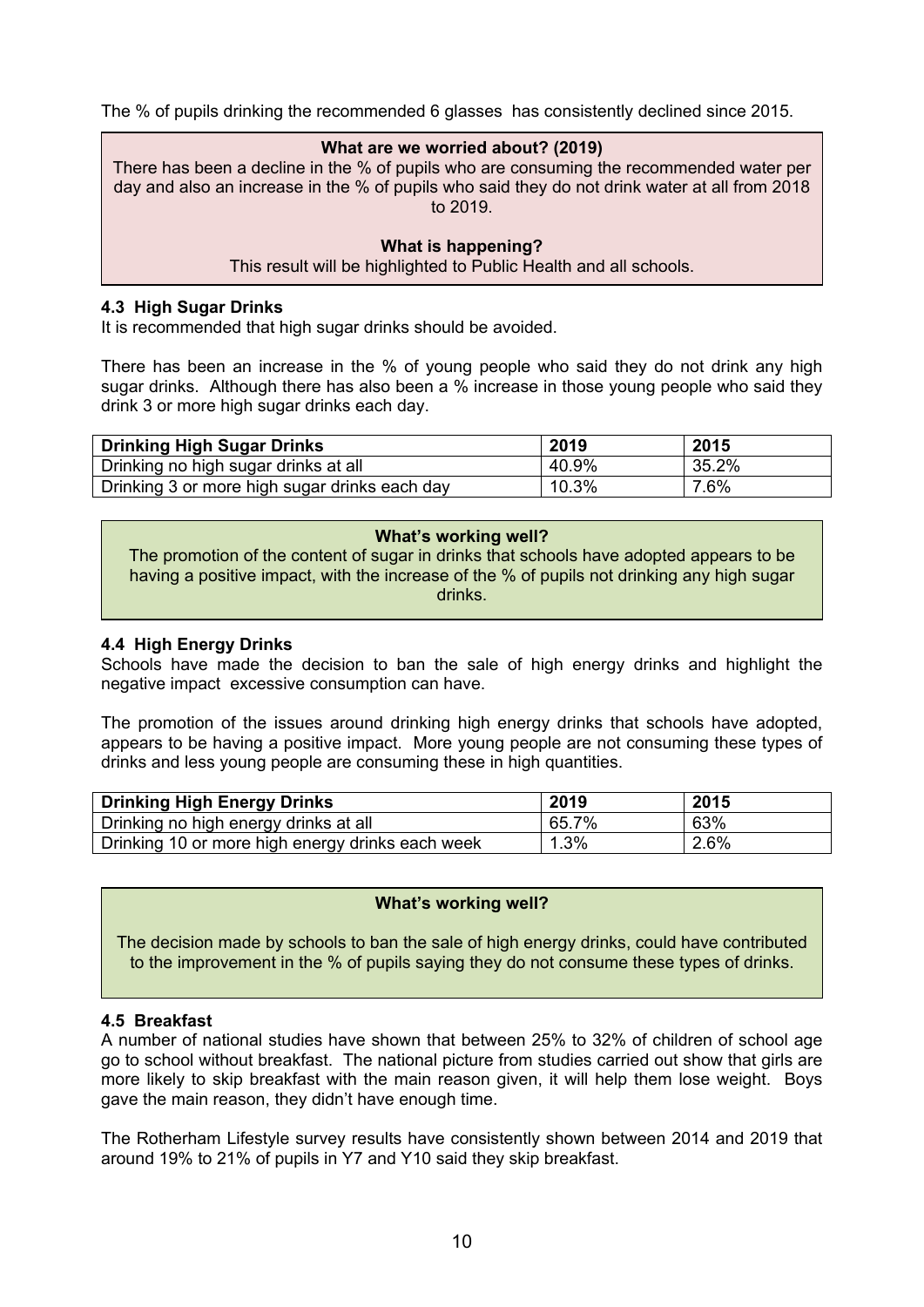The % of pupils drinking the recommended 6 glasses has consistently declined since 2015.

**What are we worried about? (2019)**

There has been a decline in the % of pupils who are consuming the recommended water per day and also an increase in the % of pupils who said they do not drink water at all from 2018 to 2019.

**What is happening?**

This result will be highlighted to Public Health and all schools.

### 4.3 High Sugar Drinks

It is recommended that high sugar drinks should be avoided.

There has been an increase in the % of young people who said they do not drink any high sugar drinks. Although there has also been a % increase in those young people who said they drink 3 or more high sugar drinks each day.

| Drinking High Sugar Drinks | 2019 | 2015 |
|---|---|---|
| Drinking no high sugar drinks at all | 40.9% | 35.2% |
| Drinking 3 or more high sugar drinks each day | 10.3% | 7.6% |

**What's working well?**

The promotion of the content of sugar in drinks that schools have adopted appears to be having a positive impact, with the increase of the % of pupils not drinking any high sugar drinks.

### 4.4 High Energy Drinks

Schools have made the decision to ban the sale of high energy drinks and highlight the negative impact excessive consumption can have.

The promotion of the issues around drinking high energy drinks that schools have adopted, appears to be having a positive impact. More young people are not consuming these types of drinks and less young people are consuming these in high quantities.

| Drinking High Energy Drinks | 2019 | 2015 |
|---|---|---|
| Drinking no high energy drinks at all | 65.7% | 63% |
| Drinking 10 or more high energy drinks each week | 1.3% | 2.6% |

**What's working well?**

The decision made by schools to ban the sale of high energy drinks, could have contributed to the improvement in the % of pupils saying they do not consume these types of drinks.

### 4.5 Breakfast

A number of national studies have shown that between 25% to 32% of children of school age go to school without breakfast. The national picture from studies carried out show that girls are more likely to skip breakfast with the main reason given, it will help them lose weight. Boys gave the main reason, they didn't have enough time.

The Rotherham Lifestyle survey results have consistently shown between 2014 and 2019 that around 19% to 21% of pupils in Y7 and Y10 said they skip breakfast.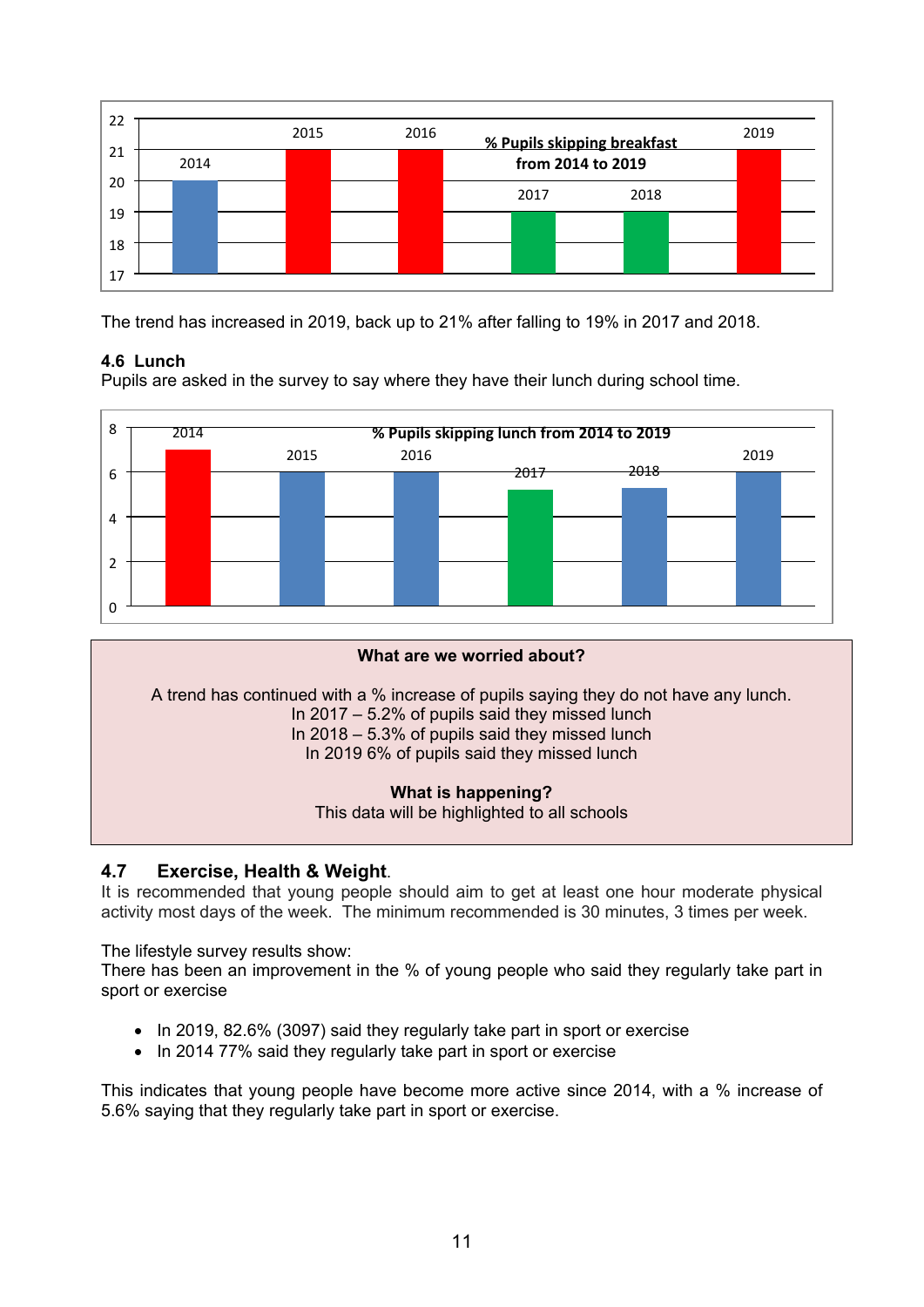**% Pupils skipping breakfast from 2014 to 2019**

| Year | % |
|---|---|
| 2014 | 20 |
| 2015 | 21 |
| 2016 | 21 |
| 2017 | 19 |
| 2018 | 19 |
| 2019 | 21 |

The trend has increased in 2019, back up to 21% after falling to 19% in 2017 and 2018.

### 4.6 Lunch

Pupils are asked in the survey to say where they have their lunch during school time.

**% Pupils skipping lunch from 2014 to 2019**

| Year | % |
|---|---|
| 2014 | 7 |
| 2015 | 6 |
| 2016 | 6 |
| 2017 | 5.2 |
| 2018 | 5.3 |
| 2019 | 6 |

**What are we worried about?**

A trend has continued with a % increase of pupils saying they do not have any lunch.
In 2017 – 5.2% of pupils said they missed lunch
In 2018 – 5.3% of pupils said they missed lunch
In 2019 6% of pupils said they missed lunch

**What is happening?**
This data will be highlighted to all schools

### 4.7 Exercise, Health & Weight.

It is recommended that young people should aim to get at least one hour moderate physical activity most days of the week. The minimum recommended is 30 minutes, 3 times per week.

The lifestyle survey results show:
There has been an improvement in the % of young people who said they regularly take part in sport or exercise

- In 2019, 82.6% (3097) said they regularly take part in sport or exercise
- In 2014 77% said they regularly take part in sport or exercise

This indicates that young people have become more active since 2014, with a % increase of 5.6% saying that they regularly take part in sport or exercise.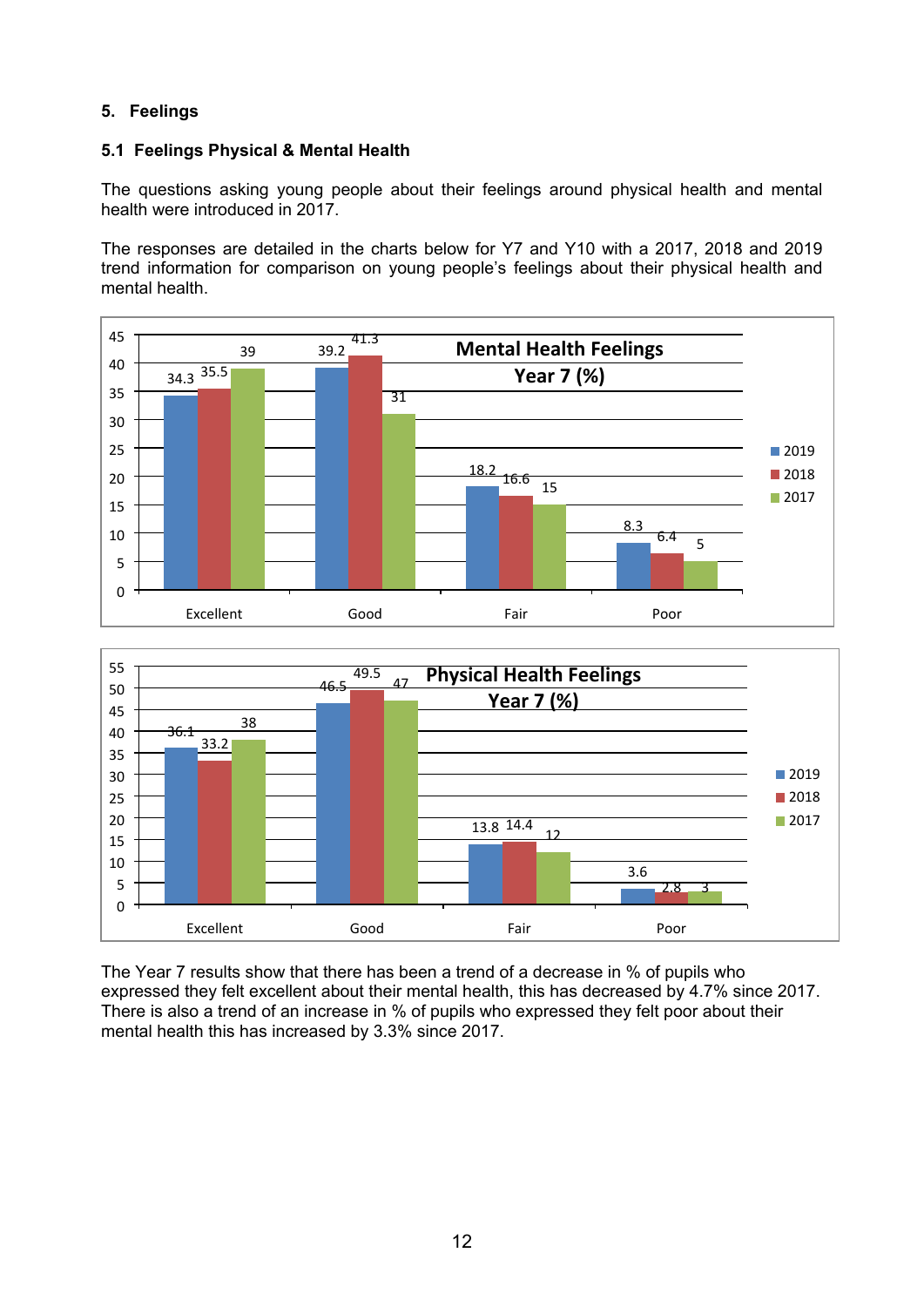## 5. Feelings

### 5.1 Feelings Physical & Mental Health

The questions asking young people about their feelings around physical health and mental health were introduced in 2017.

The responses are detailed in the charts below for Y7 and Y10 with a 2017, 2018 and 2019 trend information for comparison on young people's feelings about their physical health and mental health.

**Mental Health Feelings Year 7 (%)**

| | 2019 | 2018 | 2017 |
|---|---|---|---|
| Excellent | 34.3 | 35.5 | 39 |
| Good | 39.2 | 41.3 | 31 |
| Fair | 18.2 | 16.6 | 15 |
| Poor | 8.3 | 6.4 | 5 |

**Physical Health Feelings Year 7 (%)**

| | 2019 | 2018 | 2017 |
|---|---|---|---|
| Excellent | 36.1 | 33.2 | 38 |
| Good | 46.5 | 49.5 | 47 |
| Fair | 13.8 | 14.4 | 12 |
| Poor | 3.6 | 2.8 | 3 |

The Year 7 results show that there has been a trend of a decrease in % of pupils who expressed they felt excellent about their mental health, this has decreased by 4.7% since 2017. There is also a trend of an increase in % of pupils who expressed they felt poor about their mental health this has increased by 3.3% since 2017.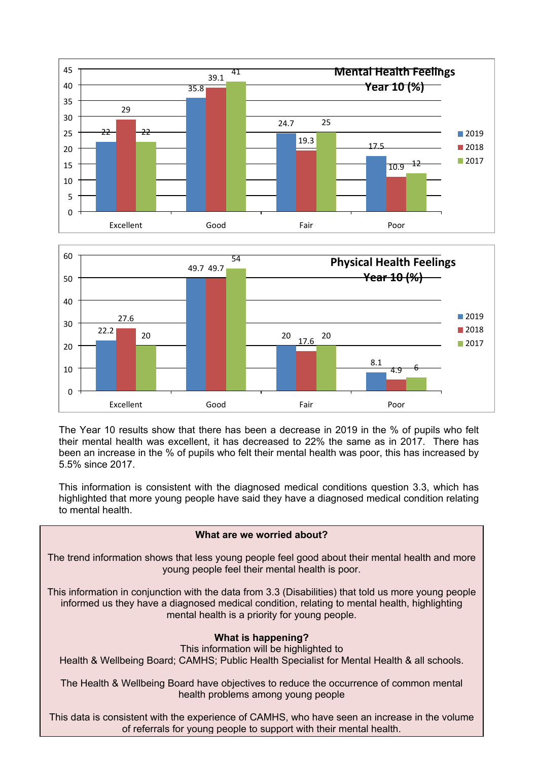**Mental Health Feelings Year 10 (%)**

| | 2019 | 2018 | 2017 |
|---|---|---|---|
| Excellent | 22 | 29 | 22 |
| Good | 35.8 | 39.1 | 41 |
| Fair | 24.7 | 19.3 | 25 |
| Poor | 17.5 | 10.9 | 12 |

**Physical Health Feelings Year 10 (%)**

| | 2019 | 2018 | 2017 |
|---|---|---|---|
| Excellent | 22.2 | 27.6 | 20 |
| Good | 49.7 | 49.7 | 54 |
| Fair | 20 | 17.6 | 20 |
| Poor | 8.1 | 4.9 | 6 |

The Year 10 results show that there has been a decrease in 2019 in the % of pupils who felt their mental health was excellent, it has decreased to 22% the same as in 2017. There has been an increase in the % of pupils who felt their mental health was poor, this has increased by 5.5% since 2017.

This information is consistent with the diagnosed medical conditions question 3.3, which has highlighted that more young people have said they have a diagnosed medical condition relating to mental health.

**What are we worried about?**

The trend information shows that less young people feel good about their mental health and more young people feel their mental health is poor.

This information in conjunction with the data from 3.3 (Disabilities) that told us more young people informed us they have a diagnosed medical condition, relating to mental health, highlighting mental health is a priority for young people.

**What is happening?**

This information will be highlighted to
Health & Wellbeing Board; CAMHS; Public Health Specialist for Mental Health & all schools.

The Health & Wellbeing Board have objectives to reduce the occurrence of common mental health problems among young people

This data is consistent with the experience of CAMHS, who have seen an increase in the volume of referrals for young people to support with their mental health.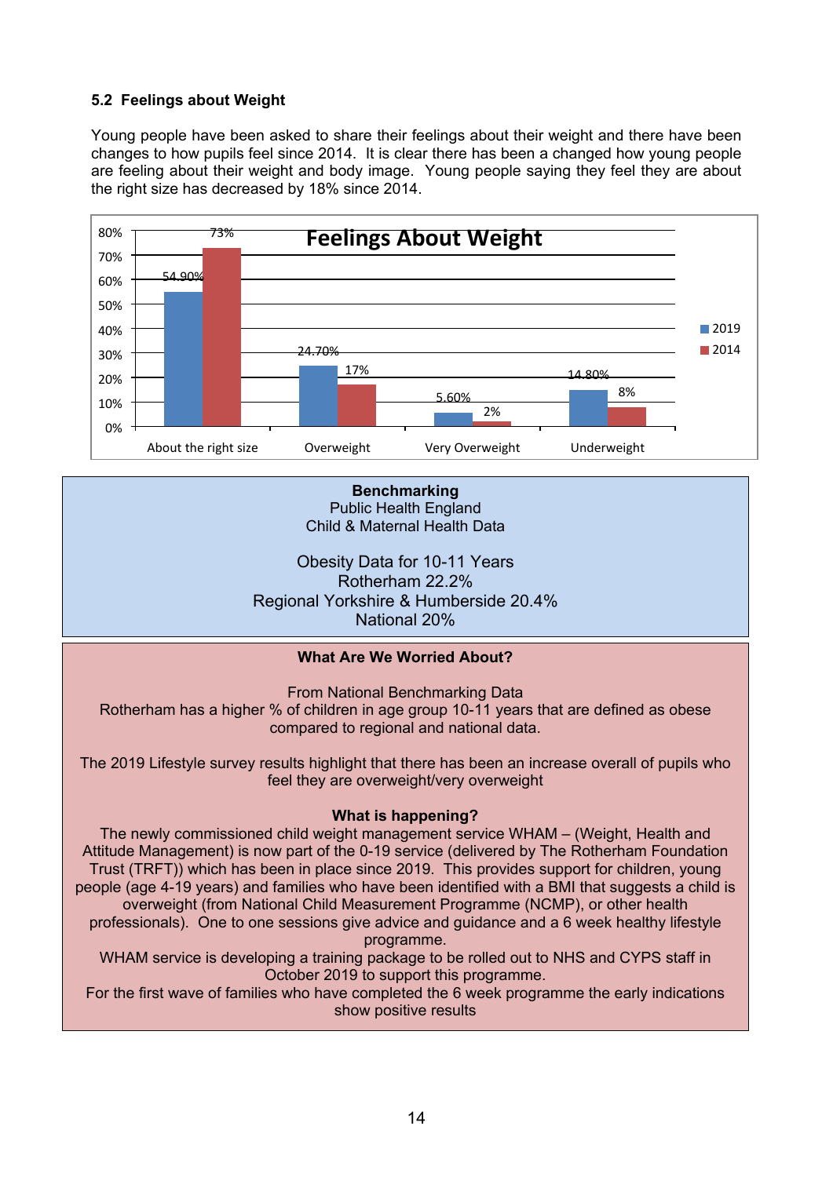### 5.2 Feelings about Weight

Young people have been asked to share their feelings about their weight and there have been changes to how pupils feel since 2014. It is clear there has been a changed how young people are feeling about their weight and body image. Young people saying they feel they are about the right size has decreased by 18% since 2014.

**Feelings About Weight**

| | 2019 | 2014 |
|---|---|---|
| About the right size | 54.90% | 73% |
| Overweight | 24.70% | 17% |
| Very Overweight | 5.60% | 2% |
| Underweight | 14.80% | 8% |

**Benchmarking**
Public Health England
Child & Maternal Health Data

Obesity Data for 10-11 Years
Rotherham 22.2%
Regional Yorkshire & Humberside 20.4%
National 20%

**What Are We Worried About?**

From National Benchmarking Data
Rotherham has a higher % of children in age group 10-11 years that are defined as obese compared to regional and national data.

The 2019 Lifestyle survey results highlight that there has been an increase overall of pupils who feel they are overweight/very overweight

**What is happening?**
The newly commissioned child weight management service WHAM – (Weight, Health and Attitude Management) is now part of the 0-19 service (delivered by The Rotherham Foundation Trust (TRFT)) which has been in place since 2019. This provides support for children, young people (age 4-19 years) and families who have been identified with a BMI that suggests a child is overweight (from National Child Measurement Programme (NCMP), or other health professionals). One to one sessions give advice and guidance and a 6 week healthy lifestyle programme.
WHAM service is developing a training package to be rolled out to NHS and CYPS staff in October 2019 to support this programme.
For the first wave of families who have completed the 6 week programme the early indications show positive results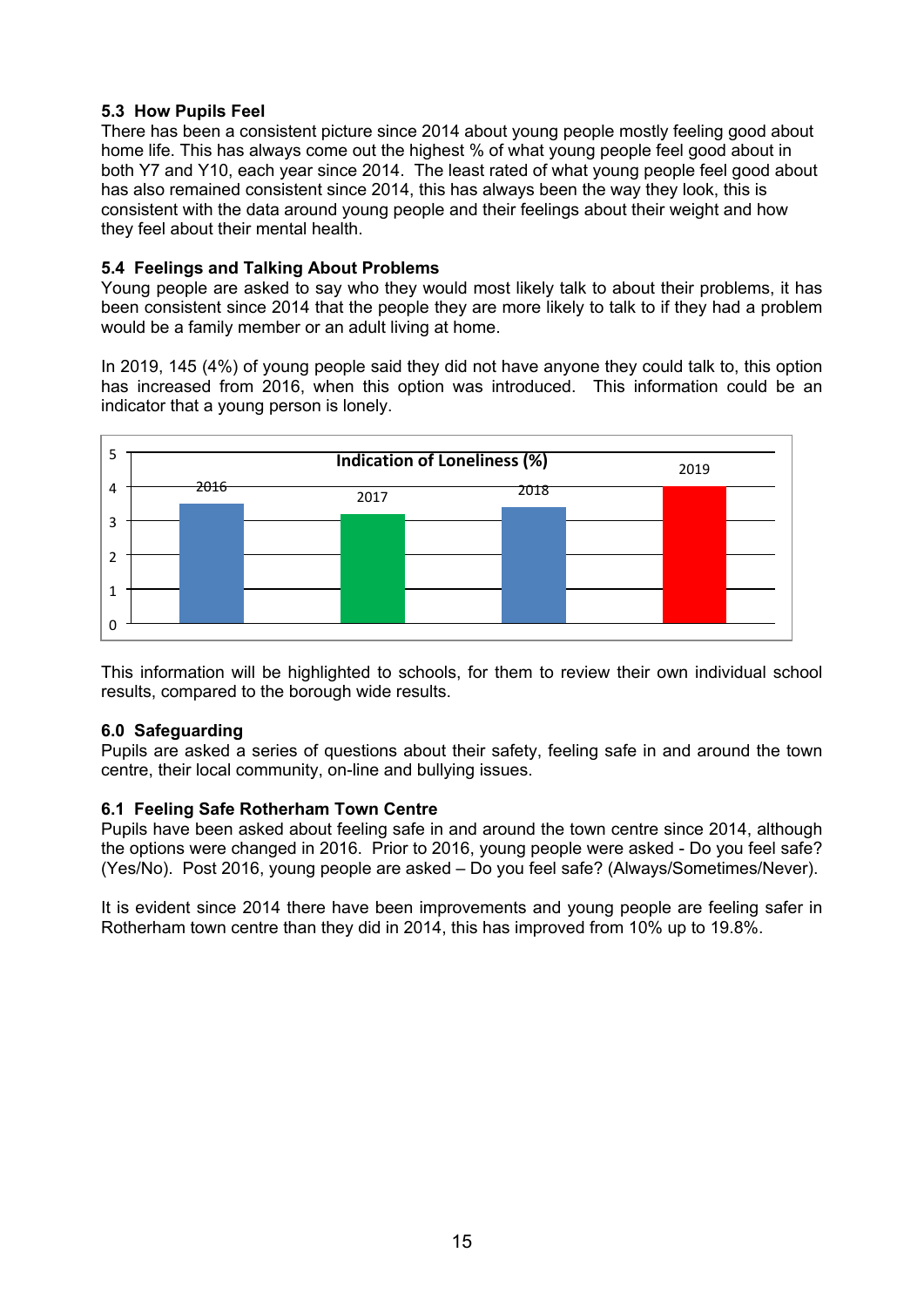### 5.3 How Pupils Feel

There has been a consistent picture since 2014 about young people mostly feeling good about home life. This has always come out the highest % of what young people feel good about in both Y7 and Y10, each year since 2014. The least rated of what young people feel good about has also remained consistent since 2014, this has always been the way they look, this is consistent with the data around young people and their feelings about their weight and how they feel about their mental health.

### 5.4 Feelings and Talking About Problems

Young people are asked to say who they would most likely talk to about their problems, it has been consistent since 2014 that the people they are more likely to talk to if they had a problem would be a family member or an adult living at home.

In 2019, 145 (4%) of young people said they did not have anyone they could talk to, this option has increased from 2016, when this option was introduced. This information could be an indicator that a young person is lonely.

**Indication of Loneliness (%)**

2016, 2017, 2018, 2019

This information will be highlighted to schools, for them to review their own individual school results, compared to the borough wide results.

## 6.0 Safeguarding

Pupils are asked a series of questions about their safety, feeling safe in and around the town centre, their local community, on-line and bullying issues.

### 6.1 Feeling Safe Rotherham Town Centre

Pupils have been asked about feeling safe in and around the town centre since 2014, although the options were changed in 2016. Prior to 2016, young people were asked - Do you feel safe? (Yes/No). Post 2016, young people are asked – Do you feel safe? (Always/Sometimes/Never).

It is evident since 2014 there have been improvements and young people are feeling safer in Rotherham town centre than they did in 2014, this has improved from 10% up to 19.8%.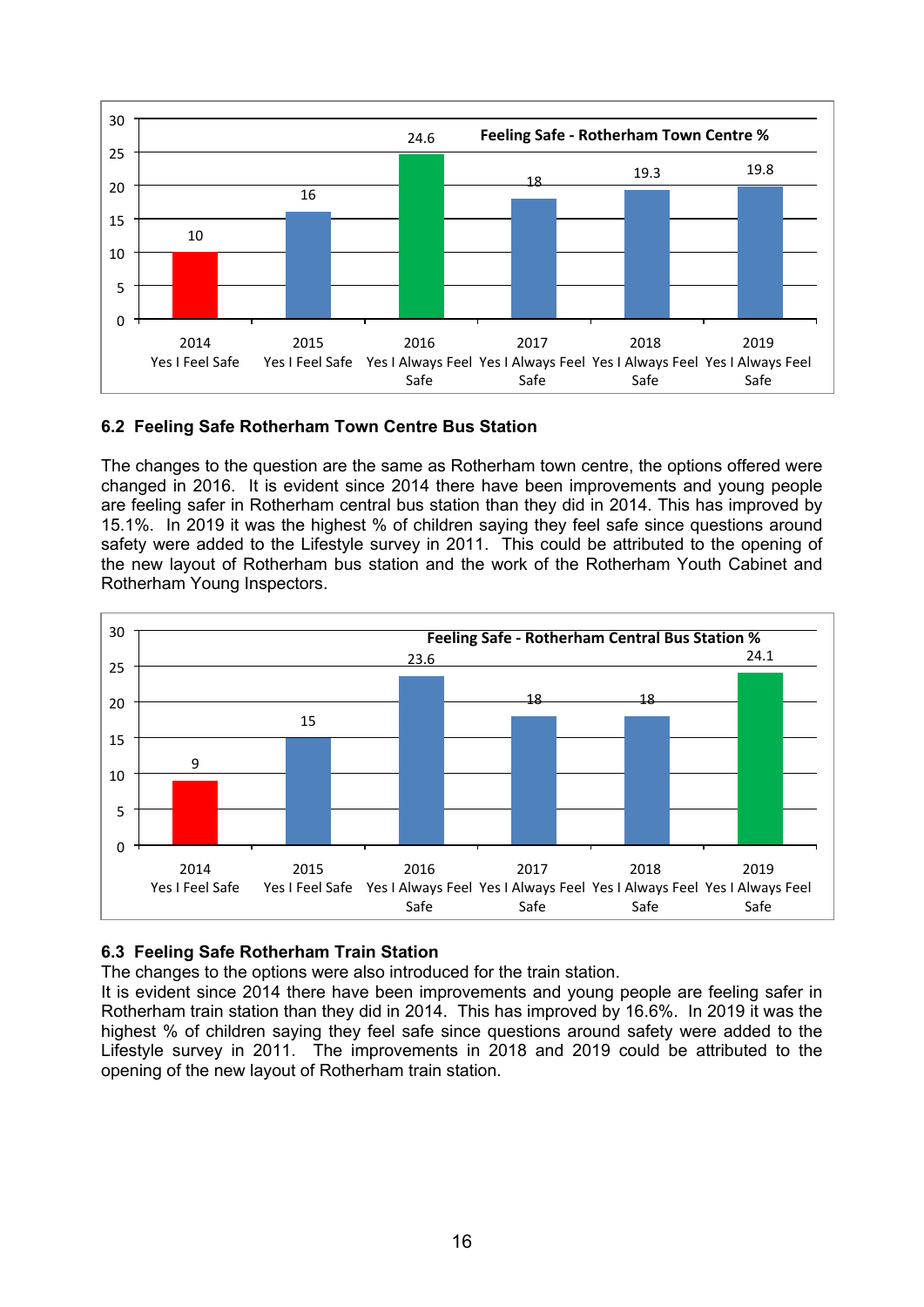| Feeling Safe - Rotherham Town Centre % | 2014 Yes I Feel Safe | 2015 Yes I Feel Safe | 2016 Yes I Always Feel Safe | 2017 Yes I Always Feel Safe | 2018 Yes I Always Feel Safe | 2019 Yes I Always Feel Safe |
|---|---|---|---|---|---|---|
| % | 10 | 16 | 24.6 | 18 | 19.3 | 19.8 |

### 6.2 Feeling Safe Rotherham Town Centre Bus Station

The changes to the question are the same as Rotherham town centre, the options offered were changed in 2016. It is evident since 2014 there have been improvements and young people are feeling safer in Rotherham central bus station than they did in 2014. This has improved by 15.1%. In 2019 it was the highest % of children saying they feel safe since questions around safety were added to the Lifestyle survey in 2011. This could be attributed to the opening of the new layout of Rotherham bus station and the work of the Rotherham Youth Cabinet and Rotherham Young Inspectors.

| Feeling Safe - Rotherham Central Bus Station % | 2014 Yes I Feel Safe | 2015 Yes I Feel Safe | 2016 Yes I Always Feel Safe | 2017 Yes I Always Feel Safe | 2018 Yes I Always Feel Safe | 2019 Yes I Always Feel Safe |
|---|---|---|---|---|---|---|
| % | 9 | 15 | 23.6 | 18 | 18 | 24.1 |

### 6.3 Feeling Safe Rotherham Train Station

The changes to the options were also introduced for the train station.

It is evident since 2014 there have been improvements and young people are feeling safer in Rotherham train station than they did in 2014. This has improved by 16.6%. In 2019 it was the highest % of children saying they feel safe since questions around safety were added to the Lifestyle survey in 2011. The improvements in 2018 and 2019 could be attributed to the opening of the new layout of Rotherham train station.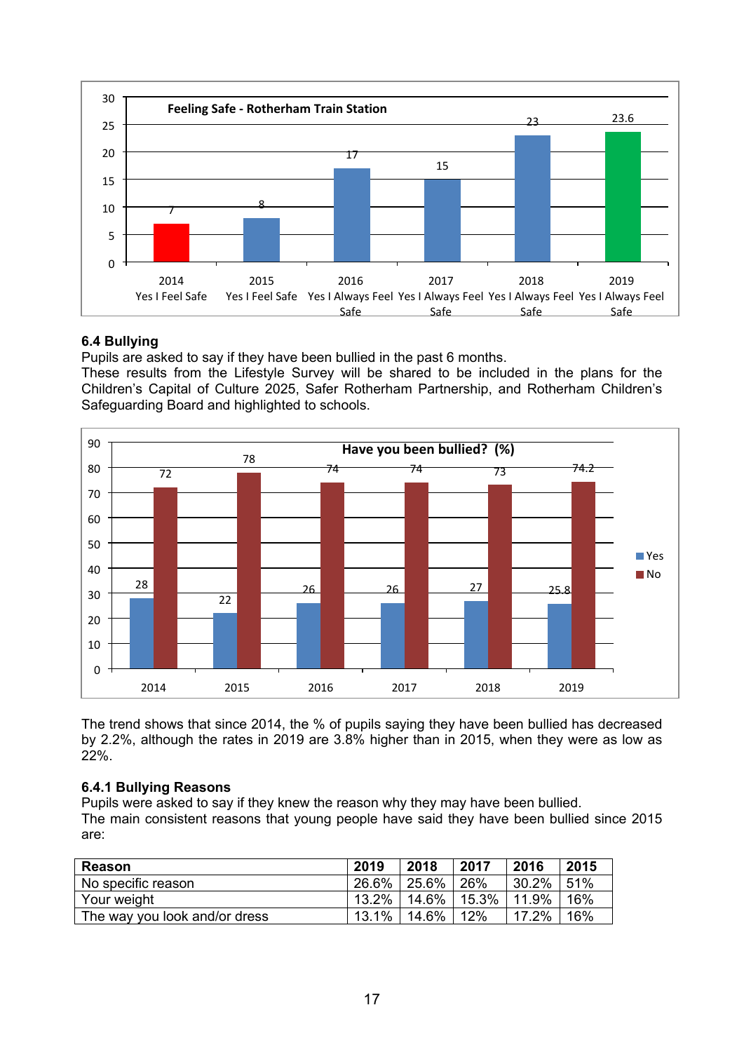**Feeling Safe - Rotherham Train Station**

| Year | Label | Value |
|---|---|---|
| 2014 | Yes I Feel Safe | 7 |
| 2015 | Yes I Feel Safe | 8 |
| 2016 | Yes I Always Feel Safe | 17 |
| 2017 | Yes I Always Feel Safe | 15 |
| 2018 | Yes I Always Feel Safe | 23 |
| 2019 | Yes I Always Feel Safe | 23.6 |

### 6.4 Bullying

Pupils are asked to say if they have been bullied in the past 6 months.
These results from the Lifestyle Survey will be shared to be included in the plans for the Children's Capital of Culture 2025, Safer Rotherham Partnership, and Rotherham Children's Safeguarding Board and highlighted to schools.

**Have you been bullied? (%)**

| Year | Yes | No |
|---|---|---|
| 2014 | 28 | 72 |
| 2015 | 22 | 78 |
| 2016 | 26 | 74 |
| 2017 | 26 | 74 |
| 2018 | 27 | 73 |
| 2019 | 25.8 | 74.2 |

The trend shows that since 2014, the % of pupils saying they have been bullied has decreased by 2.2%, although the rates in 2019 are 3.8% higher than in 2015, when they were as low as 22%.

#### 6.4.1 Bullying Reasons

Pupils were asked to say if they knew the reason why they may have been bullied.
The main consistent reasons that young people have said they have been bullied since 2015 are:

| Reason | 2019 | 2018 | 2017 | 2016 | 2015 |
|---|---|---|---|---|---|
| No specific reason | 26.6% | 25.6% | 26% | 30.2% | 51% |
| Your weight | 13.2% | 14.6% | 15.3% | 11.9% | 16% |
| The way you look and/or dress | 13.1% | 14.6% | 12% | 17.2% | 16% |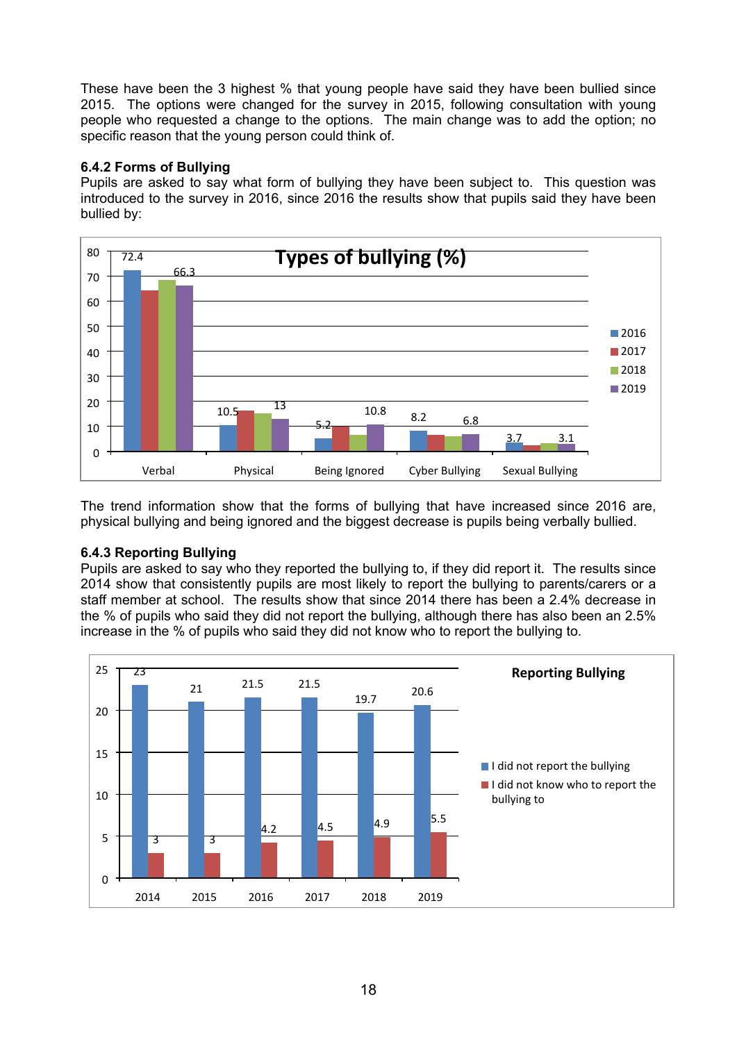These have been the 3 highest % that young people have said they have been bullied since 2015. The options were changed for the survey in 2015, following consultation with young people who requested a change to the options. The main change was to add the option; no specific reason that the young person could think of.

#### 6.4.2 Forms of Bullying

Pupils are asked to say what form of bullying they have been subject to. This question was introduced to the survey in 2016, since 2016 the results show that pupils said they have been bullied by:

The trend information show that the forms of bullying that have increased since 2016 are, physical bullying and being ignored and the biggest decrease is pupils being verbally bullied.

#### 6.4.3 Reporting Bullying

Pupils are asked to say who they reported the bullying to, if they did report it. The results since 2014 show that consistently pupils are most likely to report the bullying to parents/carers or a staff member at school. The results show that since 2014 there has been a 2.4% decrease in the % of pupils who said they did not report the bullying, although there has also been an 2.5% increase in the % of pupils who said they did not know who to report the bullying to.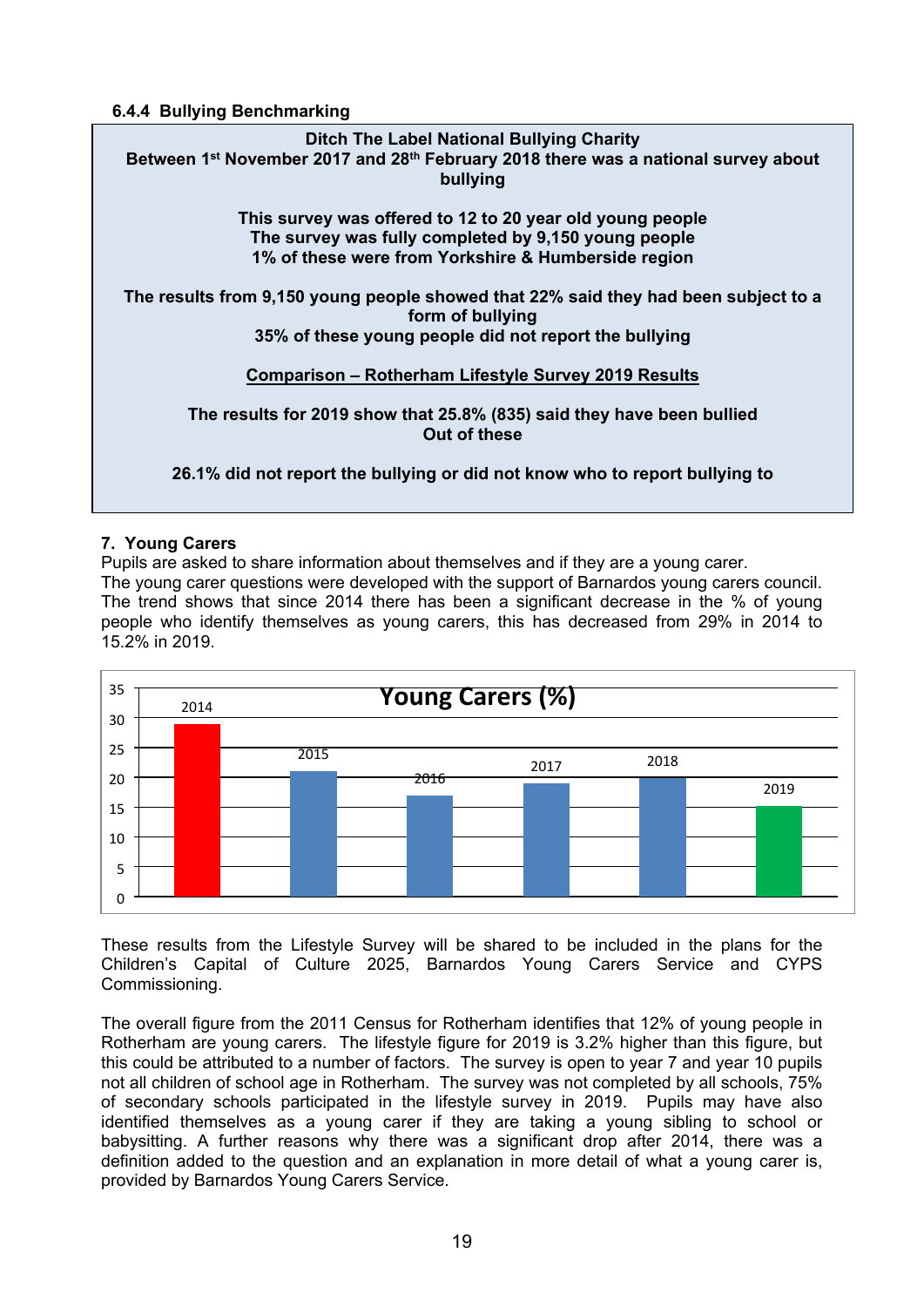#### 6.4.4 Bullying Benchmarking

**Ditch The Label National Bullying Charity**
**Between 1st November 2017 and 28th February 2018 there was a national survey about bullying**

**This survey was offered to 12 to 20 year old young people**
**The survey was fully completed by 9,150 young people**
**1% of these were from Yorkshire & Humberside region**

**The results from 9,150 young people showed that 22% said they had been subject to a form of bullying**
**35% of these young people did not report the bullying**

**Comparison – Rotherham Lifestyle Survey 2019 Results**

**The results for 2019 show that 25.8% (835) said they have been bullied**
**Out of these**

**26.1% did not report the bullying or did not know who to report bullying to**

## 7. Young Carers

Pupils are asked to share information about themselves and if they are a young carer.
The young carer questions were developed with the support of Barnardos young carers council. The trend shows that since 2014 there has been a significant decrease in the % of young people who identify themselves as young carers, this has decreased from 29% in 2014 to 15.2% in 2019.

**Young Carers (%)**

| Year | Young Carers (%) |
|---|---|
| 2014 | 29 |
| 2015 | 21 |
| 2016 | 17 |
| 2017 | 19 |
| 2018 | 20 |
| 2019 | 15.2 |

These results from the Lifestyle Survey will be shared to be included in the plans for the Children's Capital of Culture 2025, Barnardos Young Carers Service and CYPS Commissioning.

The overall figure from the 2011 Census for Rotherham identifies that 12% of young people in Rotherham are young carers. The lifestyle figure for 2019 is 3.2% higher than this figure, but this could be attributed to a number of factors. The survey is open to year 7 and year 10 pupils not all children of school age in Rotherham. The survey was not completed by all schools, 75% of secondary schools participated in the lifestyle survey in 2019. Pupils may have also identified themselves as a young carer if they are taking a young sibling to school or babysitting. A further reasons why there was a significant drop after 2014, there was a definition added to the question and an explanation in more detail of what a young carer is, provided by Barnardos Young Carers Service.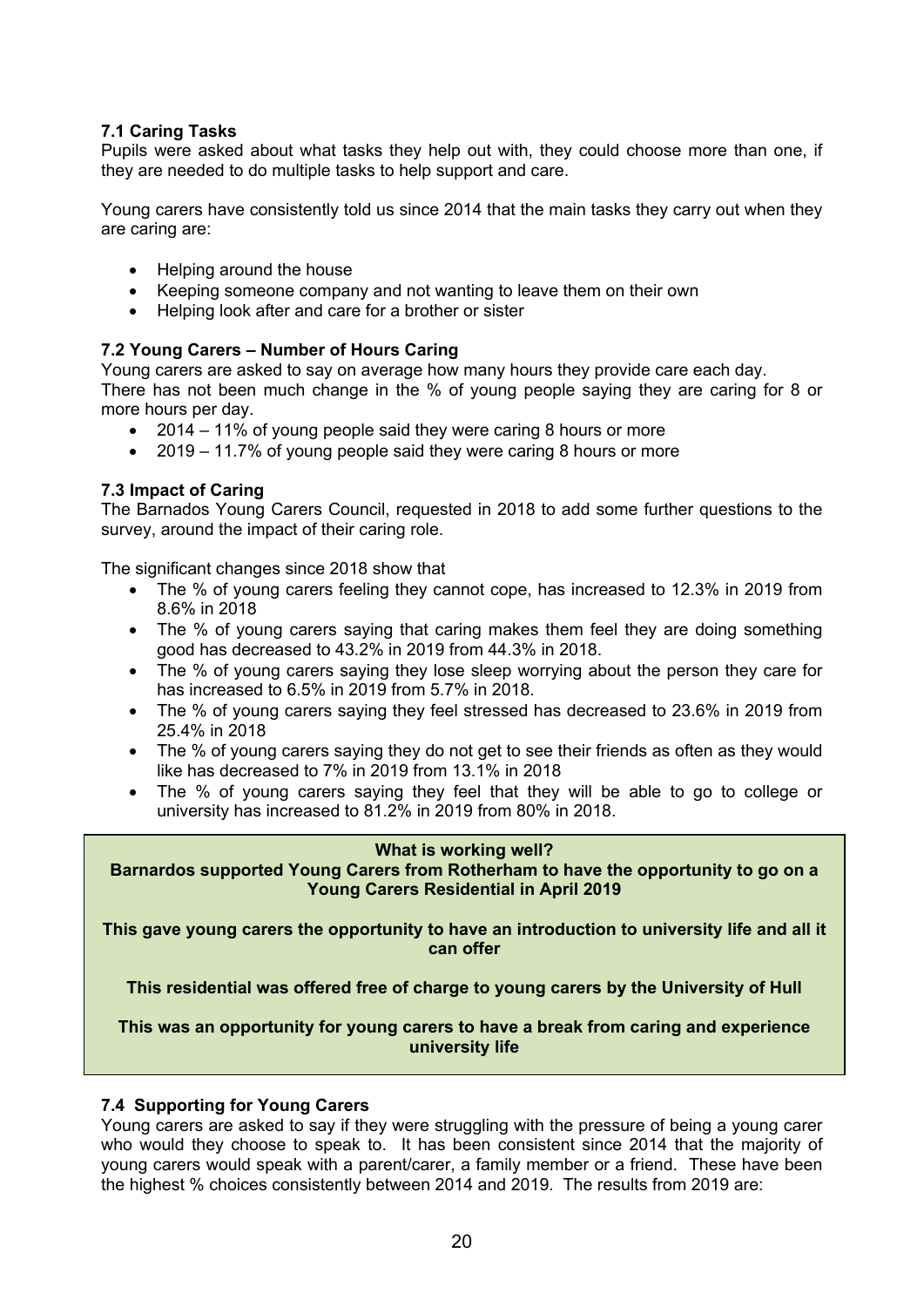### 7.1 Caring Tasks

Pupils were asked about what tasks they help out with, they could choose more than one, if they are needed to do multiple tasks to help support and care.

Young carers have consistently told us since 2014 that the main tasks they carry out when they are caring are:

- Helping around the house
- Keeping someone company and not wanting to leave them on their own
- Helping look after and care for a brother or sister

### 7.2 Young Carers – Number of Hours Caring

Young carers are asked to say on average how many hours they provide care each day.
There has not been much change in the % of young people saying they are caring for 8 or more hours per day.

- 2014 – 11% of young people said they were caring 8 hours or more
- 2019 – 11.7% of young people said they were caring 8 hours or more

### 7.3 Impact of Caring

The Barnados Young Carers Council, requested in 2018 to add some further questions to the survey, around the impact of their caring role.

The significant changes since 2018 show that

- The % of young carers feeling they cannot cope, has increased to 12.3% in 2019 from 8.6% in 2018
- The % of young carers saying that caring makes them feel they are doing something good has decreased to 43.2% in 2019 from 44.3% in 2018.
- The % of young carers saying they lose sleep worrying about the person they care for has increased to 6.5% in 2019 from 5.7% in 2018.
- The % of young carers saying they feel stressed has decreased to 23.6% in 2019 from 25.4% in 2018
- The % of young carers saying they do not get to see their friends as often as they would like has decreased to 7% in 2019 from 13.1% in 2018
- The % of young carers saying they feel that they will be able to go to college or university has increased to 81.2% in 2019 from 80% in 2018.

**What is working well?**

**Barnardos supported Young Carers from Rotherham to have the opportunity to go on a Young Carers Residential in April 2019**

**This gave young carers the opportunity to have an introduction to university life and all it can offer**

**This residential was offered free of charge to young carers by the University of Hull**

**This was an opportunity for young carers to have a break from caring and experience university life**

### 7.4 Supporting for Young Carers

Young carers are asked to say if they were struggling with the pressure of being a young carer who would they choose to speak to. It has been consistent since 2014 that the majority of young carers would speak with a parent/carer, a family member or a friend. These have been the highest % choices consistently between 2014 and 2019. The results from 2019 are: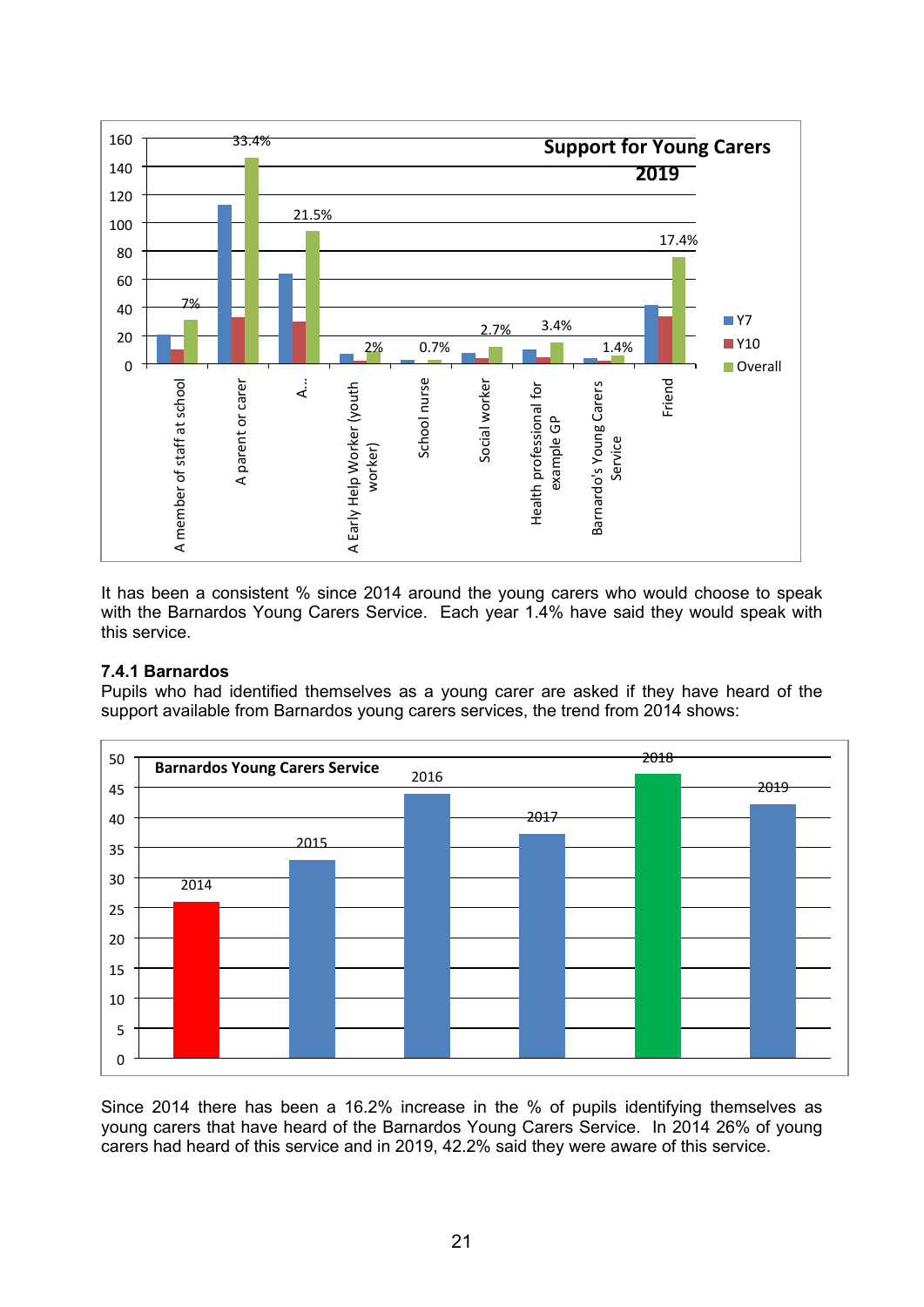It has been a consistent % since 2014 around the young carers who would choose to speak with the Barnardos Young Carers Service. Each year 1.4% have said they would speak with this service.

**7.4.1 Barnardos**

Pupils who had identified themselves as a young carer are asked if they have heard of the support available from Barnardos young carers services, the trend from 2014 shows:

Since 2014 there has been a 16.2% increase in the % of pupils identifying themselves as young carers that have heard of the Barnardos Young Carers Service. In 2014 26% of young carers had heard of this service and in 2019, 42.2% said they were aware of this service.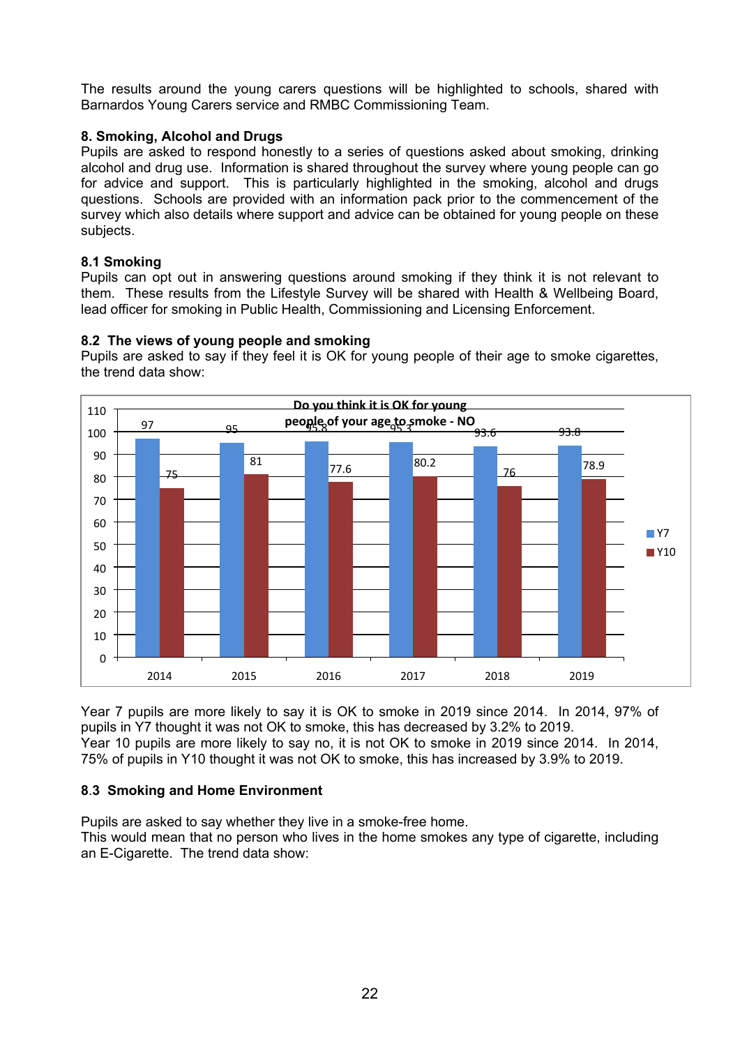The results around the young carers questions will be highlighted to schools, shared with Barnardos Young Carers service and RMBC Commissioning Team.

## 8. Smoking, Alcohol and Drugs

Pupils are asked to respond honestly to a series of questions asked about smoking, drinking alcohol and drug use. Information is shared throughout the survey where young people can go for advice and support. This is particularly highlighted in the smoking, alcohol and drugs questions. Schools are provided with an information pack prior to the commencement of the survey which also details where support and advice can be obtained for young people on these subjects.

### 8.1 Smoking

Pupils can opt out in answering questions around smoking if they think it is not relevant to them. These results from the Lifestyle Survey will be shared with Health & Wellbeing Board, lead officer for smoking in Public Health, Commissioning and Licensing Enforcement.

### 8.2 The views of young people and smoking

Pupils are asked to say if they feel it is OK for young people of their age to smoke cigarettes, the trend data show:

**Do you think it is OK for young people of your age to smoke - NO**

| Year | Y7 | Y10 |
|---|---|---|
| 2014 | 97 | 75 |
| 2015 | 95 | 81 |
| 2016 | 95.8 | 77.6 |
| 2017 | 95.3 | 80.2 |
| 2018 | 93.6 | 76 |
| 2019 | 93.8 | 78.9 |

Year 7 pupils are more likely to say it is OK to smoke in 2019 since 2014. In 2014, 97% of pupils in Y7 thought it was not OK to smoke, this has decreased by 3.2% to 2019.
Year 10 pupils are more likely to say no, it is not OK to smoke in 2019 since 2014. In 2014, 75% of pupils in Y10 thought it was not OK to smoke, this has increased by 3.9% to 2019.

### 8.3 Smoking and Home Environment

Pupils are asked to say whether they live in a smoke-free home.
This would mean that no person who lives in the home smokes any type of cigarette, including an E-Cigarette. The trend data show: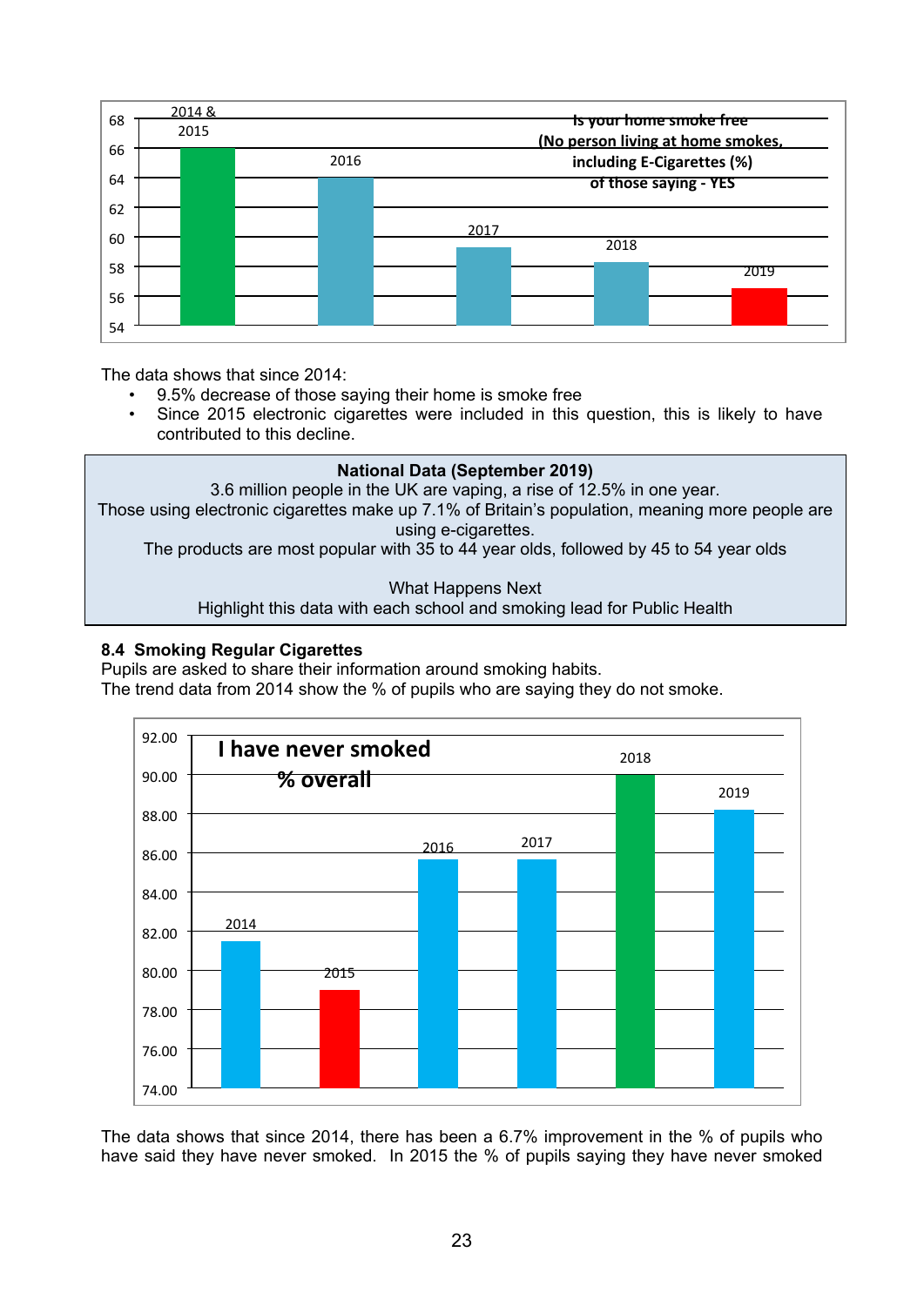**Is your home smoke free (No person living at home smokes, including E-Cigarettes (%) of those saying - YES**

| Year | % |
|---|---|
| 2014 & 2015 | 66 |
| 2016 | 64 |
| 2017 | 59 |
| 2018 | 58 |
| 2019 | 56.5 |

The data shows that since 2014:

- 9.5% decrease of those saying their home is smoke free
- Since 2015 electronic cigarettes were included in this question, this is likely to have contributed to this decline.

> **National Data (September 2019)**
> 3.6 million people in the UK are vaping, a rise of 12.5% in one year.
> Those using electronic cigarettes make up 7.1% of Britain's population, meaning more people are using e-cigarettes.
> The products are most popular with 35 to 44 year olds, followed by 45 to 54 year olds
>
> What Happens Next
> Highlight this data with each school and smoking lead for Public Health

### 8.4 Smoking Regular Cigarettes

Pupils are asked to share their information around smoking habits.
The trend data from 2014 show the % of pupils who are saying they do not smoke.

**I have never smoked % overall**

| Year | % |
|---|---|
| 2014 | 81.5 |
| 2015 | 79 |
| 2016 | 85.7 |
| 2017 | 85.7 |
| 2018 | 90 |
| 2019 | 88.2 |

The data shows that since 2014, there has been a 6.7% improvement in the % of pupils who have said they have never smoked. In 2015 the % of pupils saying they have never smoked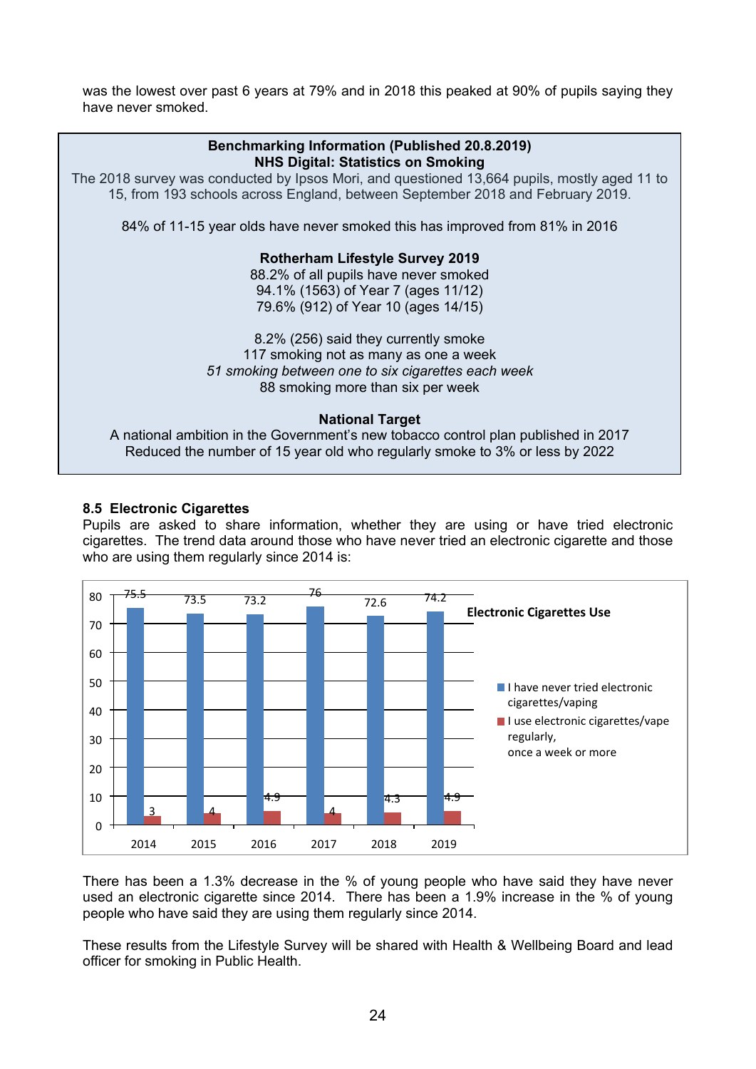was the lowest over past 6 years at 79% and in 2018 this peaked at 90% of pupils saying they have never smoked.

**Benchmarking Information (Published 20.8.2019)**
**NHS Digital: Statistics on Smoking**

The 2018 survey was conducted by Ipsos Mori, and questioned 13,664 pupils, mostly aged 11 to 15, from 193 schools across England, between September 2018 and February 2019.

84% of 11-15 year olds have never smoked this has improved from 81% in 2016

**Rotherham Lifestyle Survey 2019**

88.2% of all pupils have never smoked
94.1% (1563) of Year 7 (ages 11/12)
79.6% (912) of Year 10 (ages 14/15)

8.2% (256) said they currently smoke
117 smoking not as many as one a week
*51 smoking between one to six cigarettes each week*
88 smoking more than six per week

**National Target**

A national ambition in the Government's new tobacco control plan published in 2017
Reduced the number of 15 year old who regularly smoke to 3% or less by 2022

### 8.5 Electronic Cigarettes

Pupils are asked to share information, whether they are using or have tried electronic cigarettes. The trend data around those who have never tried an electronic cigarette and those who are using them regularly since 2014 is:

**Electronic Cigarettes Use**

| Year | I have never tried electronic cigarettes/vaping | I use electronic cigarettes/vape regularly, once a week or more |
|---|---|---|
| 2014 | 75.5 | 3 |
| 2015 | 73.5 | 4 |
| 2016 | 73.2 | 4.9 |
| 2017 | 76 | 4 |
| 2018 | 72.6 | 4.3 |
| 2019 | 74.2 | 4.9 |

There has been a 1.3% decrease in the % of young people who have said they have never used an electronic cigarette since 2014. There has been a 1.9% increase in the % of young people who have said they are using them regularly since 2014.

These results from the Lifestyle Survey will be shared with Health & Wellbeing Board and lead officer for smoking in Public Health.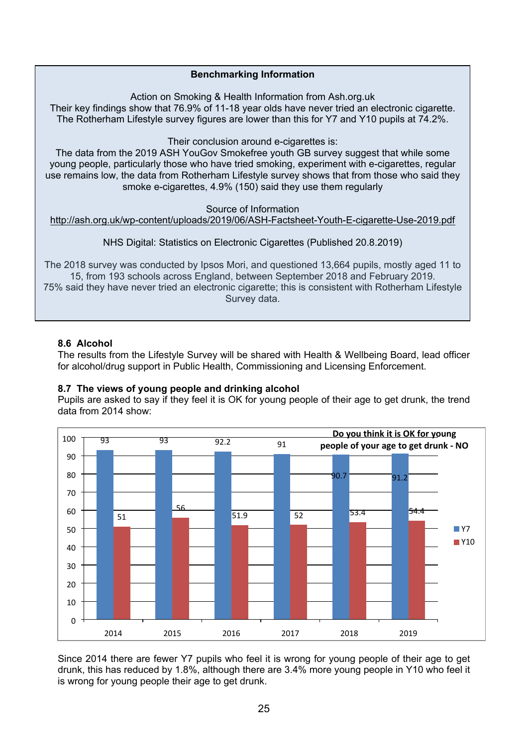**Benchmarking Information**

Action on Smoking & Health Information from Ash.org.uk
Their key findings show that 76.9% of 11-18 year olds have never tried an electronic cigarette. The Rotherham Lifestyle survey figures are lower than this for Y7 and Y10 pupils at 74.2%.

Their conclusion around e-cigarettes is:
The data from the 2019 ASH YouGov Smokefree youth GB survey suggest that while some young people, particularly those who have tried smoking, experiment with e-cigarettes, regular use remains low, the data from Rotherham Lifestyle survey shows that from those who said they smoke e-cigarettes, 4.9% (150) said they use them regularly

Source of Information
http://ash.org.uk/wp-content/uploads/2019/06/ASH-Factsheet-Youth-E-cigarette-Use-2019.pdf

NHS Digital: Statistics on Electronic Cigarettes (Published 20.8.2019)

The 2018 survey was conducted by Ipsos Mori, and questioned 13,664 pupils, mostly aged 11 to 15, from 193 schools across England, between September 2018 and February 2019.
75% said they have never tried an electronic cigarette; this is consistent with Rotherham Lifestyle Survey data.

### 8.6 Alcohol

The results from the Lifestyle Survey will be shared with Health & Wellbeing Board, lead officer for alcohol/drug support in Public Health, Commissioning and Licensing Enforcement.

### 8.7 The views of young people and drinking alcohol

Pupils are asked to say if they feel it is OK for young people of their age to get drunk, the trend data from 2014 show:

**Do you think it is OK for young people of your age to get drunk - NO**

| Year | Y7 | Y10 |
|---|---|---|
| 2014 | 93 | 51 |
| 2015 | 93 | 56 |
| 2016 | 92.2 | 51.9 |
| 2017 | 91 | 52 |
| 2018 | 90.7 | 53.4 |
| 2019 | 91.2 | 54.4 |

Since 2014 there are fewer Y7 pupils who feel it is wrong for young people of their age to get drunk, this has reduced by 1.8%, although there are 3.4% more young people in Y10 who feel it is wrong for young people their age to get drunk.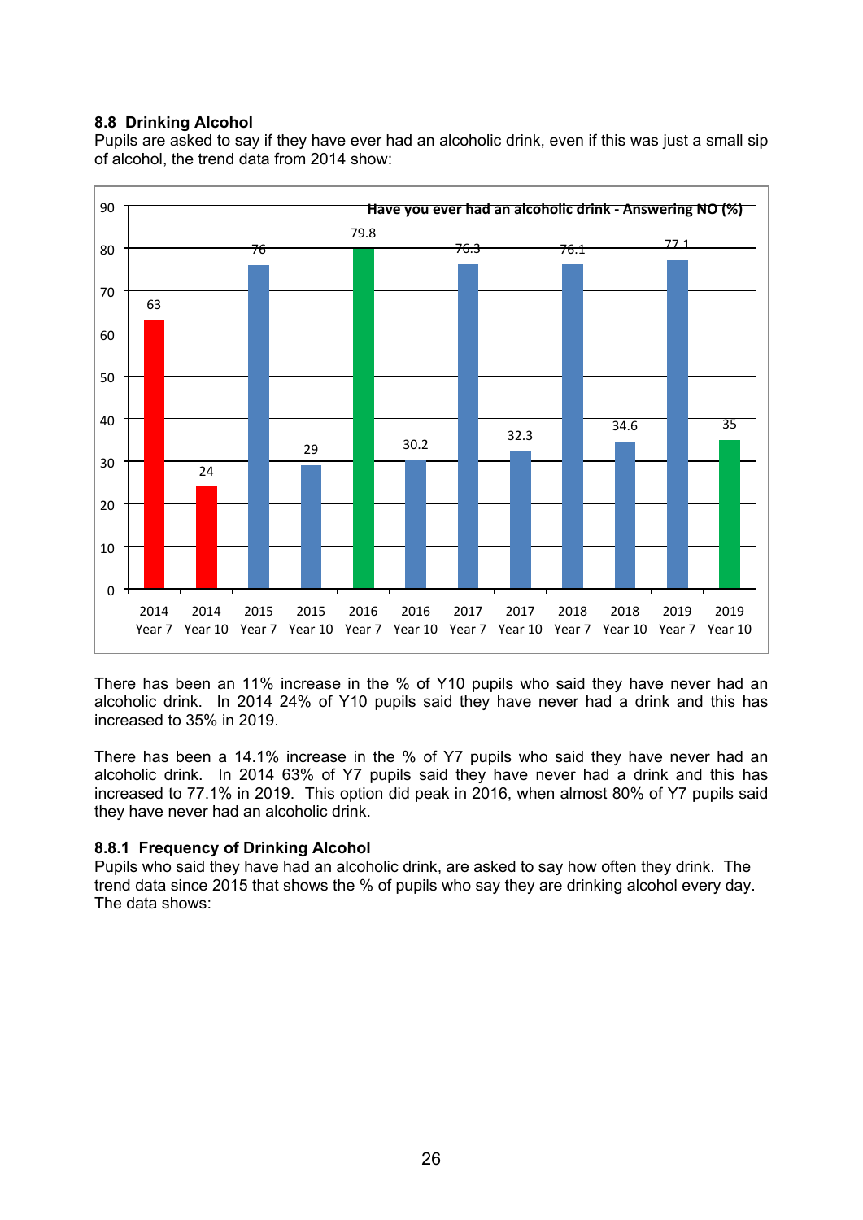### 8.8 Drinking Alcohol

Pupils are asked to say if they have ever had an alcoholic drink, even if this was just a small sip of alcohol, the trend data from 2014 show:

**Have you ever had an alcoholic drink - Answering NO (%)**

| Year | Group | % |
|---|---|---|
| 2014 | Year 7 | 63 |
| 2014 | Year 10 | 24 |
| 2015 | Year 7 | 76 |
| 2015 | Year 10 | 29 |
| 2016 | Year 7 | 79.8 |
| 2016 | Year 10 | 30.2 |
| 2017 | Year 7 | 76.3 |
| 2017 | Year 10 | 32.3 |
| 2018 | Year 7 | 76.1 |
| 2018 | Year 10 | 34.6 |
| 2019 | Year 7 | 77.1 |
| 2019 | Year 10 | 35 |

There has been an 11% increase in the % of Y10 pupils who said they have never had an alcoholic drink. In 2014 24% of Y10 pupils said they have never had a drink and this has increased to 35% in 2019.

There has been a 14.1% increase in the % of Y7 pupils who said they have never had an alcoholic drink. In 2014 63% of Y7 pupils said they have never had a drink and this has increased to 77.1% in 2019. This option did peak in 2016, when almost 80% of Y7 pupils said they have never had an alcoholic drink.

#### 8.8.1 Frequency of Drinking Alcohol

Pupils who said they have had an alcoholic drink, are asked to say how often they drink. The trend data since 2015 that shows the % of pupils who say they are drinking alcohol every day. The data shows: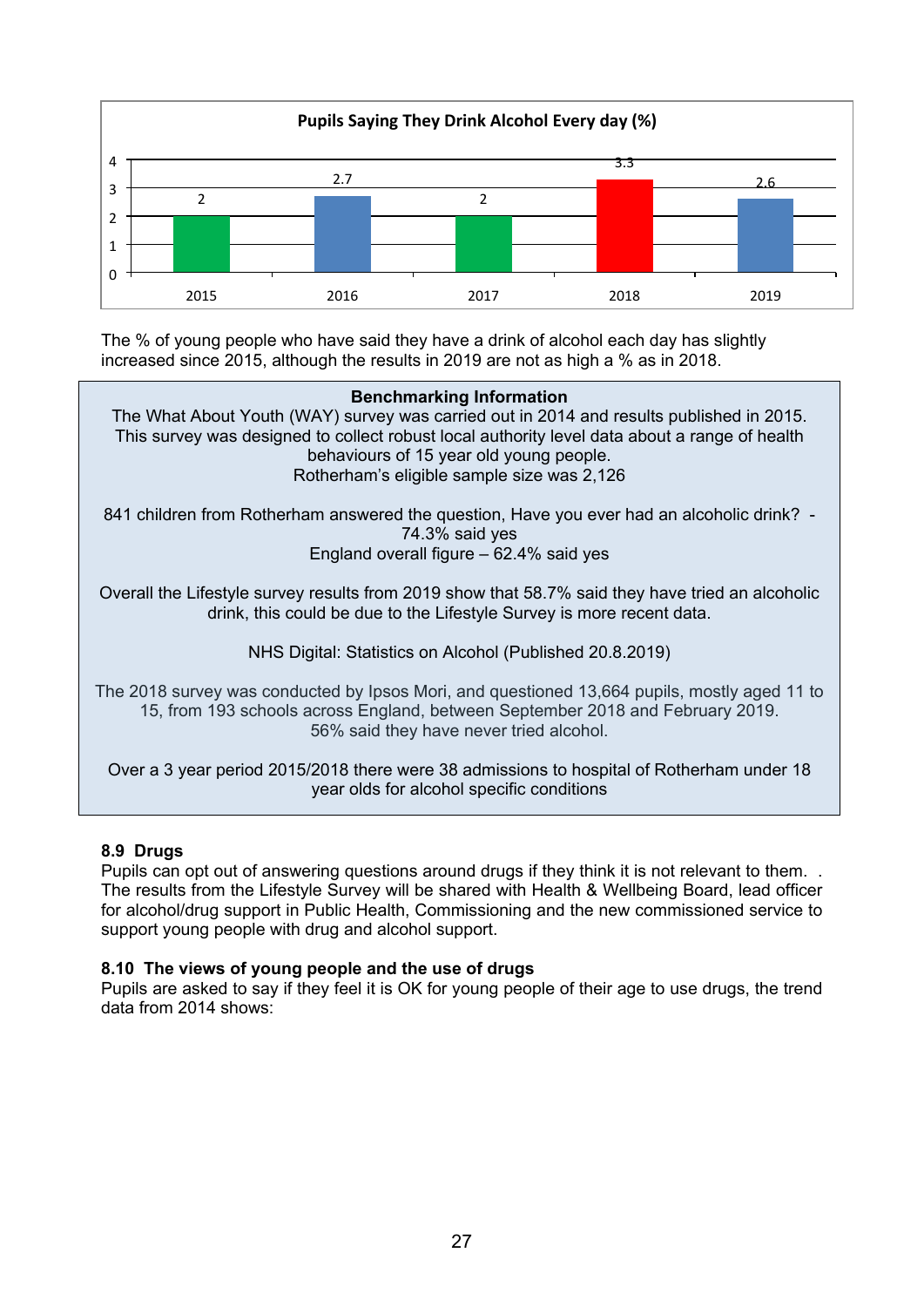**Pupils Saying They Drink Alcohol Every day (%)**

| Year | % |
|---|---|
| 2015 | 2 |
| 2016 | 2.7 |
| 2017 | 2 |
| 2018 | 3.3 |
| 2019 | 2.6 |

The % of young people who have said they have a drink of alcohol each day has slightly increased since 2015, although the results in 2019 are not as high a % as in 2018.

**Benchmarking Information**

The What About Youth (WAY) survey was carried out in 2014 and results published in 2015. This survey was designed to collect robust local authority level data about a range of health behaviours of 15 year old young people.
Rotherham's eligible sample size was 2,126

841 children from Rotherham answered the question, Have you ever had an alcoholic drink? - 74.3% said yes
England overall figure – 62.4% said yes

Overall the Lifestyle survey results from 2019 show that 58.7% said they have tried an alcoholic drink, this could be due to the Lifestyle Survey is more recent data.

NHS Digital: Statistics on Alcohol (Published 20.8.2019)

The 2018 survey was conducted by Ipsos Mori, and questioned 13,664 pupils, mostly aged 11 to 15, from 193 schools across England, between September 2018 and February 2019.
56% said they have never tried alcohol.

Over a 3 year period 2015/2018 there were 38 admissions to hospital of Rotherham under 18 year olds for alcohol specific conditions

### 8.9 Drugs

Pupils can opt out of answering questions around drugs if they think it is not relevant to them. . The results from the Lifestyle Survey will be shared with Health & Wellbeing Board, lead officer for alcohol/drug support in Public Health, Commissioning and the new commissioned service to support young people with drug and alcohol support.

### 8.10 The views of young people and the use of drugs

Pupils are asked to say if they feel it is OK for young people of their age to use drugs, the trend data from 2014 shows: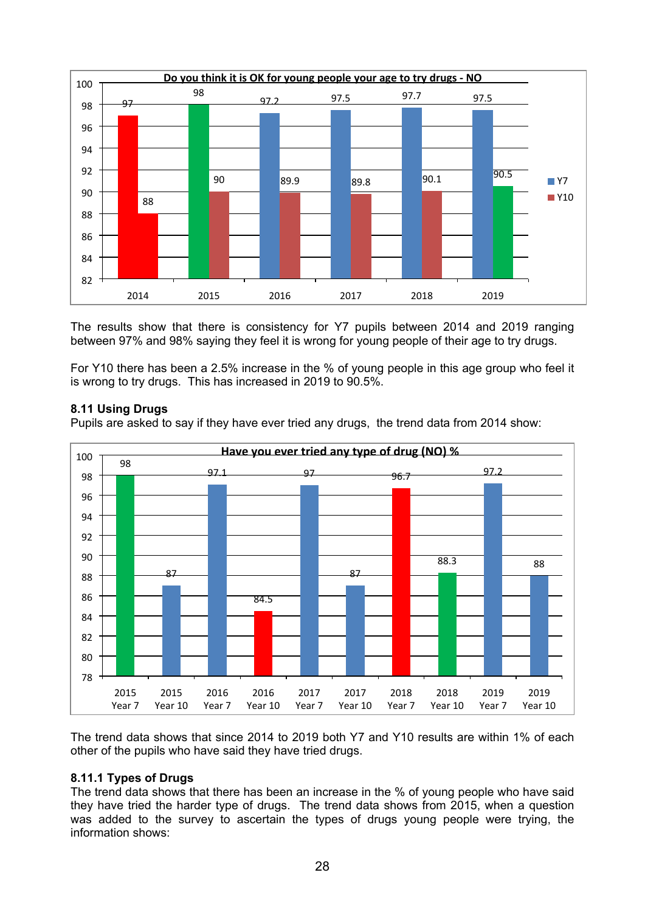**Do you think it is OK for young people your age to try drugs - NO**

| Year | Y7 | Y10 |
|---|---|---|
| 2014 | 97 | 88 |
| 2015 | 98 | 90 |
| 2016 | 97.2 | 89.9 |
| 2017 | 97.5 | 89.8 |
| 2018 | 97.7 | 90.1 |
| 2019 | 97.5 | 90.5 |

The results show that there is consistency for Y7 pupils between 2014 and 2019 ranging between 97% and 98% saying they feel it is wrong for young people of their age to try drugs.

For Y10 there has been a 2.5% increase in the % of young people in this age group who feel it is wrong to try drugs. This has increased in 2019 to 90.5%.

**8.11 Using Drugs**

Pupils are asked to say if they have ever tried any drugs, the trend data from 2014 show:

**Have you ever tried any type of drug (NO) %**

| Year | % |
|---|---|
| 2015 Year 7 | 98 |
| 2015 Year 10 | 87 |
| 2016 Year 7 | 97.1 |
| 2016 Year 10 | 84.5 |
| 2017 Year 7 | 97 |
| 2017 Year 10 | 87 |
| 2018 Year 7 | 96.7 |
| 2018 Year 10 | 88.3 |
| 2019 Year 7 | 97.2 |
| 2019 Year 10 | 88 |

The trend data shows that since 2014 to 2019 both Y7 and Y10 results are within 1% of each other of the pupils who have said they have tried drugs.

**8.11.1 Types of Drugs**

The trend data shows that there has been an increase in the % of young people who have said they have tried the harder type of drugs. The trend data shows from 2015, when a question was added to the survey to ascertain the types of drugs young people were trying, the information shows: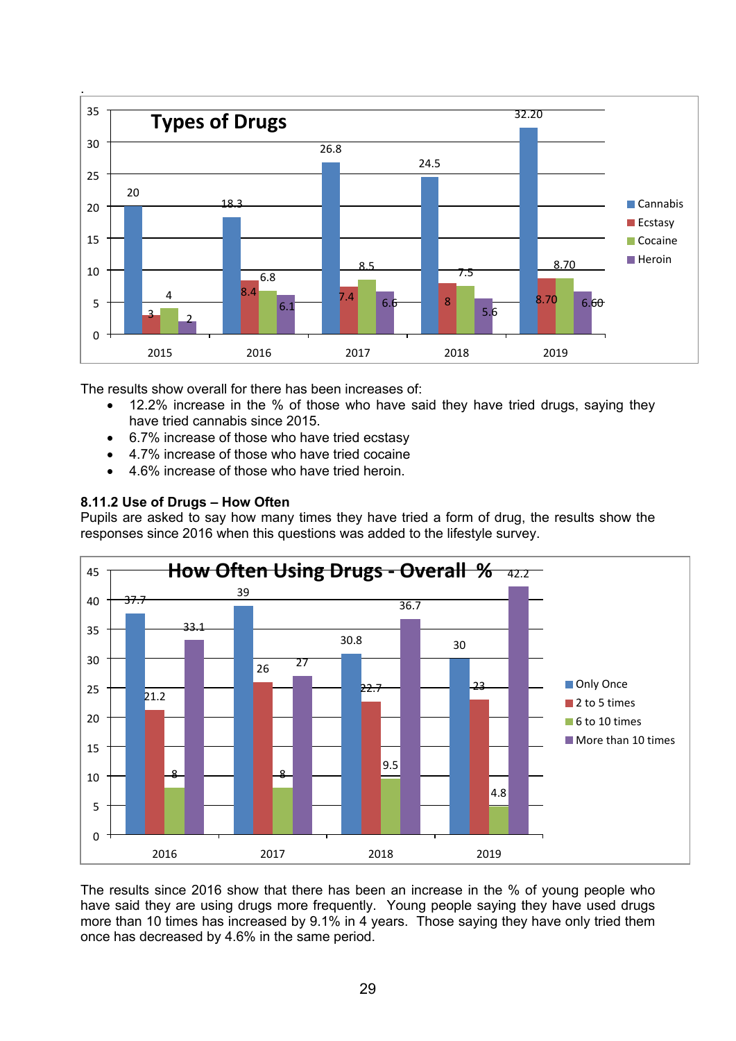**Types of Drugs**

| | 2015 | 2016 | 2017 | 2018 | 2019 |
|---|---|---|---|---|---|
| Cannabis | 20 | 18.3 | 26.8 | 24.5 | 32.20 |
| Ecstasy | 3 | 8.4 | 7.4 | 8 | 8.70 |
| Cocaine | 4 | 6.8 | 8.5 | 7.5 | 8.70 |
| Heroin | 2 | 6.1 | 6.6 | 5.6 | 6.60 |

The results show overall for there has been increases of:

- 12.2% increase in the % of those who have said they have tried drugs, saying they have tried cannabis since 2015.
- 6.7% increase of those who have tried ecstasy
- 4.7% increase of those who have tried cocaine
- 4.6% increase of those who have tried heroin.

### 8.11.2 Use of Drugs – How Often

Pupils are asked to say how many times they have tried a form of drug, the results show the responses since 2016 when this questions was added to the lifestyle survey.

**How Often Using Drugs - Overall %**

| | 2016 | 2017 | 2018 | 2019 |
|---|---|---|---|---|
| Only Once | 37.7 | 39 | 30.8 | 30 |
| 2 to 5 times | 21.2 | 26 | 22.7 | 23 |
| 6 to 10 times | 8 | 8 | 9.5 | 4.8 |
| More than 10 times | 33.1 | 27 | 36.7 | 42.2 |

The results since 2016 show that there has been an increase in the % of young people who have said they are using drugs more frequently. Young people saying they have used drugs more than 10 times has increased by 9.1% in 4 years. Those saying they have only tried them once has decreased by 4.6% in the same period.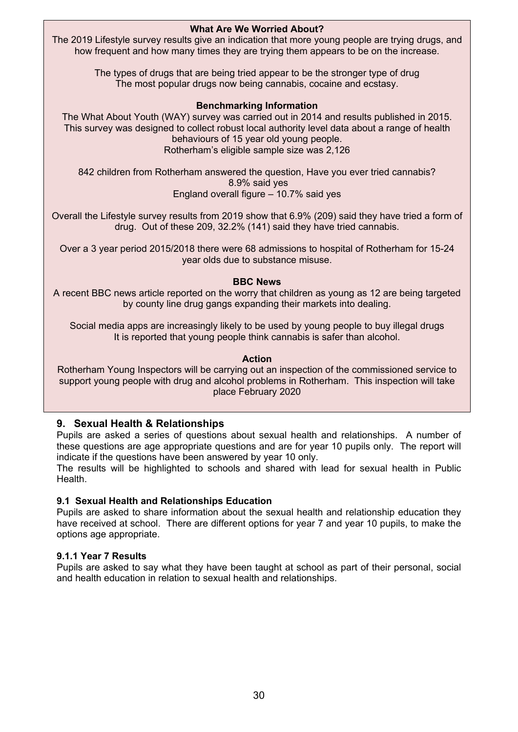**What Are We Worried About?**

The 2019 Lifestyle survey results give an indication that more young people are trying drugs, and how frequent and how many times they are trying them appears to be on the increase.

The types of drugs that are being tried appear to be the stronger type of drug
The most popular drugs now being cannabis, cocaine and ecstasy.

**Benchmarking Information**

The What About Youth (WAY) survey was carried out in 2014 and results published in 2015. This survey was designed to collect robust local authority level data about a range of health behaviours of 15 year old young people.
Rotherham's eligible sample size was 2,126

842 children from Rotherham answered the question, Have you ever tried cannabis?
8.9% said yes
England overall figure – 10.7% said yes

Overall the Lifestyle survey results from 2019 show that 6.9% (209) said they have tried a form of drug. Out of these 209, 32.2% (141) said they have tried cannabis.

Over a 3 year period 2015/2018 there were 68 admissions to hospital of Rotherham for 15-24 year olds due to substance misuse.

**BBC News**

A recent BBC news article reported on the worry that children as young as 12 are being targeted by county line drug gangs expanding their markets into dealing.

Social media apps are increasingly likely to be used by young people to buy illegal drugs
It is reported that young people think cannabis is safer than alcohol.

**Action**

Rotherham Young Inspectors will be carrying out an inspection of the commissioned service to support young people with drug and alcohol problems in Rotherham. This inspection will take place February 2020

## 9. Sexual Health & Relationships

Pupils are asked a series of questions about sexual health and relationships. A number of these questions are age appropriate questions and are for year 10 pupils only. The report will indicate if the questions have been answered by year 10 only.
The results will be highlighted to schools and shared with lead for sexual health in Public Health.

### 9.1 Sexual Health and Relationships Education

Pupils are asked to share information about the sexual health and relationship education they have received at school. There are different options for year 7 and year 10 pupils, to make the options age appropriate.

#### 9.1.1 Year 7 Results

Pupils are asked to say what they have been taught at school as part of their personal, social and health education in relation to sexual health and relationships.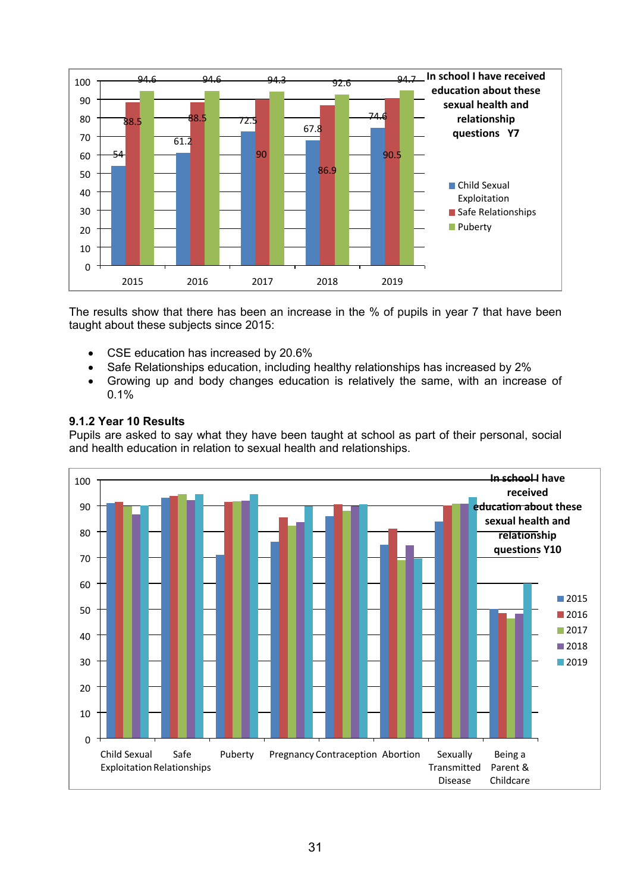**In school I have received education about these sexual health and relationship questions Y7**

| Year | Child Sexual Exploitation | Safe Relationships | Puberty |
|---|---|---|---|
| 2015 | 54 | 88.5 | 94.6 |
| 2016 | 61.2 | 88.5 | 94.6 |
| 2017 | 72.5 | 90 | 94.3 |
| 2018 | 67.8 | 86.9 | 92.6 |
| 2019 | 74.6 | 90.5 | 94.7 |

The results show that there has been an increase in the % of pupils in year 7 that have been taught about these subjects since 2015:

- CSE education has increased by 20.6%
- Safe Relationships education, including healthy relationships has increased by 2%
- Growing up and body changes education is relatively the same, with an increase of 0.1%

### 9.1.2 Year 10 Results

Pupils are asked to say what they have been taught at school as part of their personal, social and health education in relation to sexual health and relationships.

**In school I have received education about these sexual health and relationship questions Y10**

Legend: 2015, 2016, 2017, 2018, 2019

Categories: Child Sexual Exploitation, Safe Relationships, Puberty, Pregnancy, Contraception, Abortion, Sexually Transmitted Disease, Being a Parent & Childcare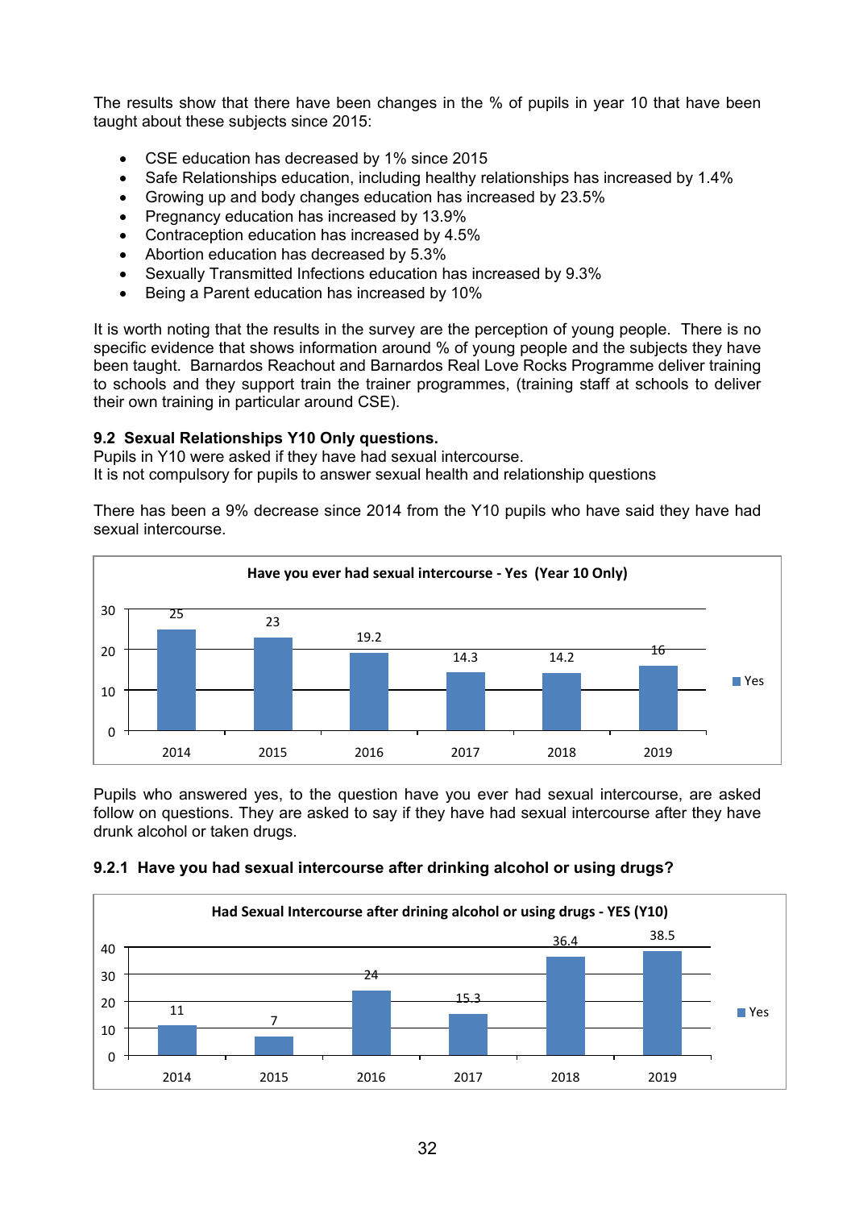The results show that there have been changes in the % of pupils in year 10 that have been taught about these subjects since 2015:

- CSE education has decreased by 1% since 2015
- Safe Relationships education, including healthy relationships has increased by 1.4%
- Growing up and body changes education has increased by 23.5%
- Pregnancy education has increased by 13.9%
- Contraception education has increased by 4.5%
- Abortion education has decreased by 5.3%
- Sexually Transmitted Infections education has increased by 9.3%
- Being a Parent education has increased by 10%

It is worth noting that the results in the survey are the perception of young people. There is no specific evidence that shows information around % of young people and the subjects they have been taught. Barnardos Reachout and Barnardos Real Love Rocks Programme deliver training to schools and they support train the trainer programmes, (training staff at schools to deliver their own training in particular around CSE).

**9.2 Sexual Relationships Y10 Only questions.**

Pupils in Y10 were asked if they have had sexual intercourse.
It is not compulsory for pupils to answer sexual health and relationship questions

There has been a 9% decrease since 2014 from the Y10 pupils who have said they have had sexual intercourse.

**Have you ever had sexual intercourse - Yes (Year 10 Only)**

| Year | Yes |
|---|---|
| 2014 | 25 |
| 2015 | 23 |
| 2016 | 19.2 |
| 2017 | 14.3 |
| 2018 | 14.2 |
| 2019 | 16 |

Pupils who answered yes, to the question have you ever had sexual intercourse, are asked follow on questions. They are asked to say if they have had sexual intercourse after they have drunk alcohol or taken drugs.

**9.2.1 Have you had sexual intercourse after drinking alcohol or using drugs?**

**Had Sexual Intercourse after drining alcohol or using drugs - YES (Y10)**

| Year | Yes |
|---|---|
| 2014 | 11 |
| 2015 | 7 |
| 2016 | 24 |
| 2017 | 15.3 |
| 2018 | 36.4 |
| 2019 | 38.5 |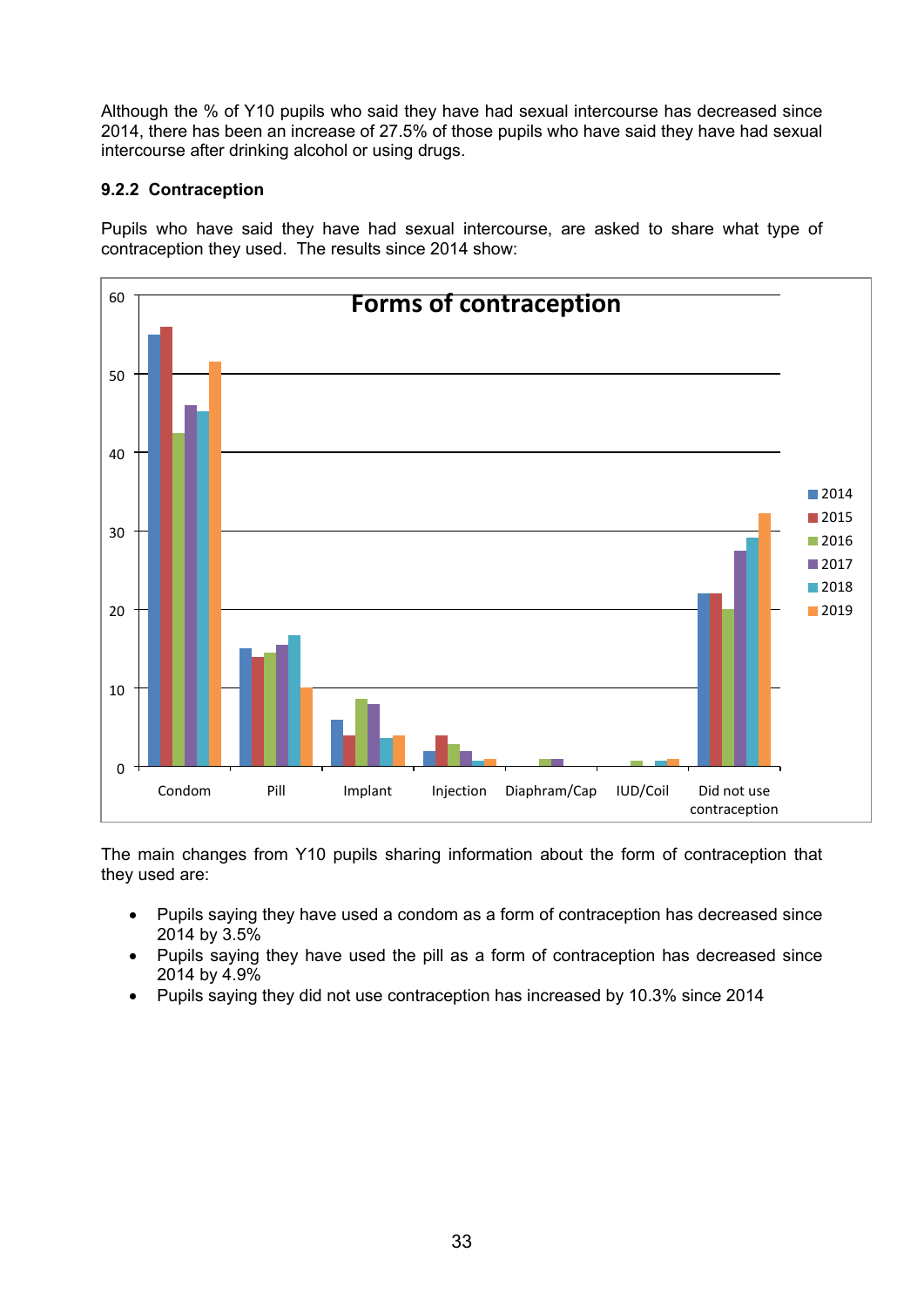Although the % of Y10 pupils who said they have had sexual intercourse has decreased since 2014, there has been an increase of 27.5% of those pupils who have said they have had sexual intercourse after drinking alcohol or using drugs.

#### 9.2.2 Contraception

Pupils who have said they have had sexual intercourse, are asked to share what type of contraception they used. The results since 2014 show:

The main changes from Y10 pupils sharing information about the form of contraception that they used are:

- Pupils saying they have used a condom as a form of contraception has decreased since 2014 by 3.5%
- Pupils saying they have used the pill as a form of contraception has decreased since 2014 by 4.9%
- Pupils saying they did not use contraception has increased by 10.3% since 2014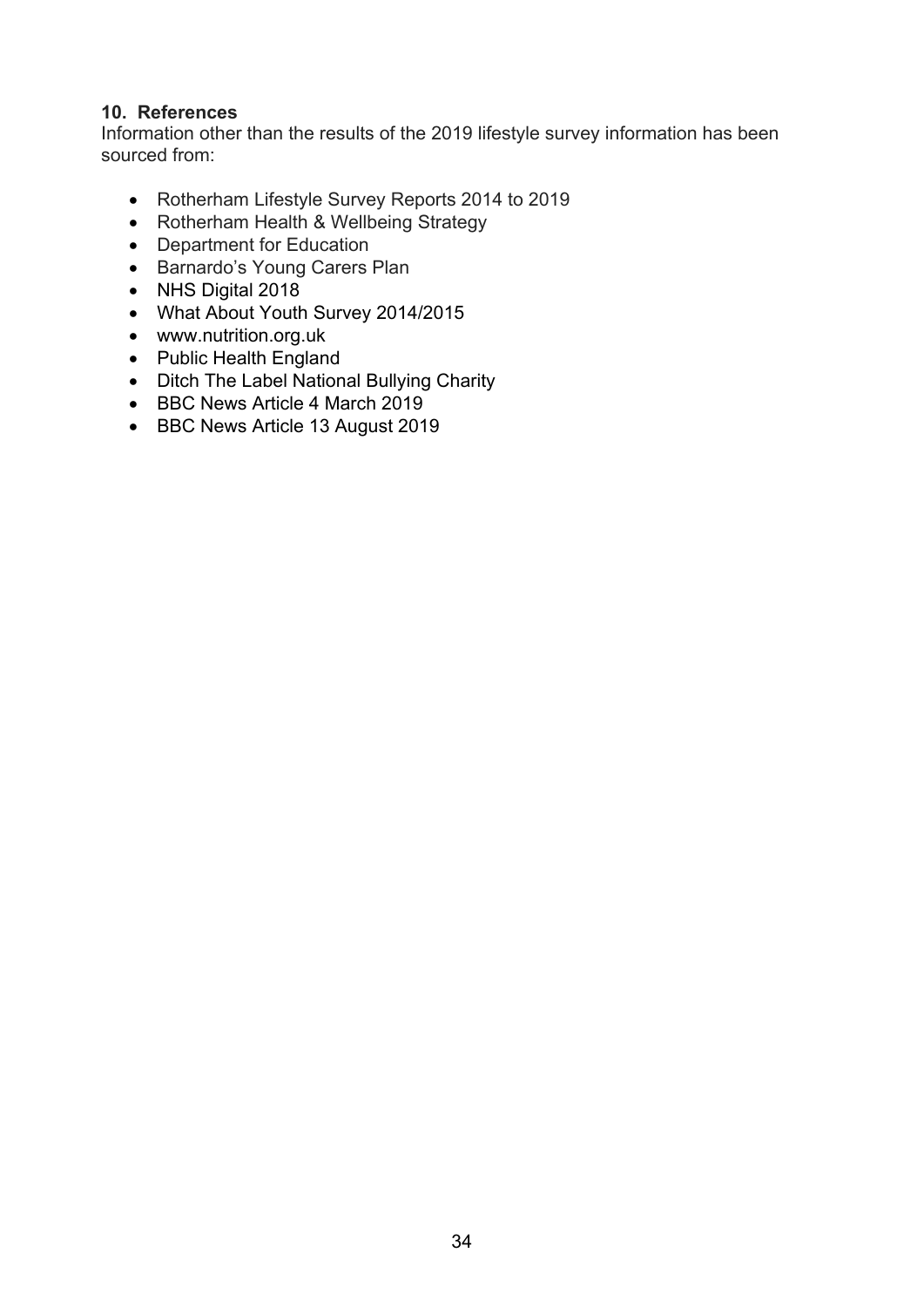## 10. References

Information other than the results of the 2019 lifestyle survey information has been sourced from:

- Rotherham Lifestyle Survey Reports 2014 to 2019
- Rotherham Health & Wellbeing Strategy
- Department for Education
- Barnardo's Young Carers Plan
- NHS Digital 2018
- What About Youth Survey 2014/2015
- www.nutrition.org.uk
- Public Health England
- Ditch The Label National Bullying Charity
- BBC News Article 4 March 2019
- BBC News Article 13 August 2019